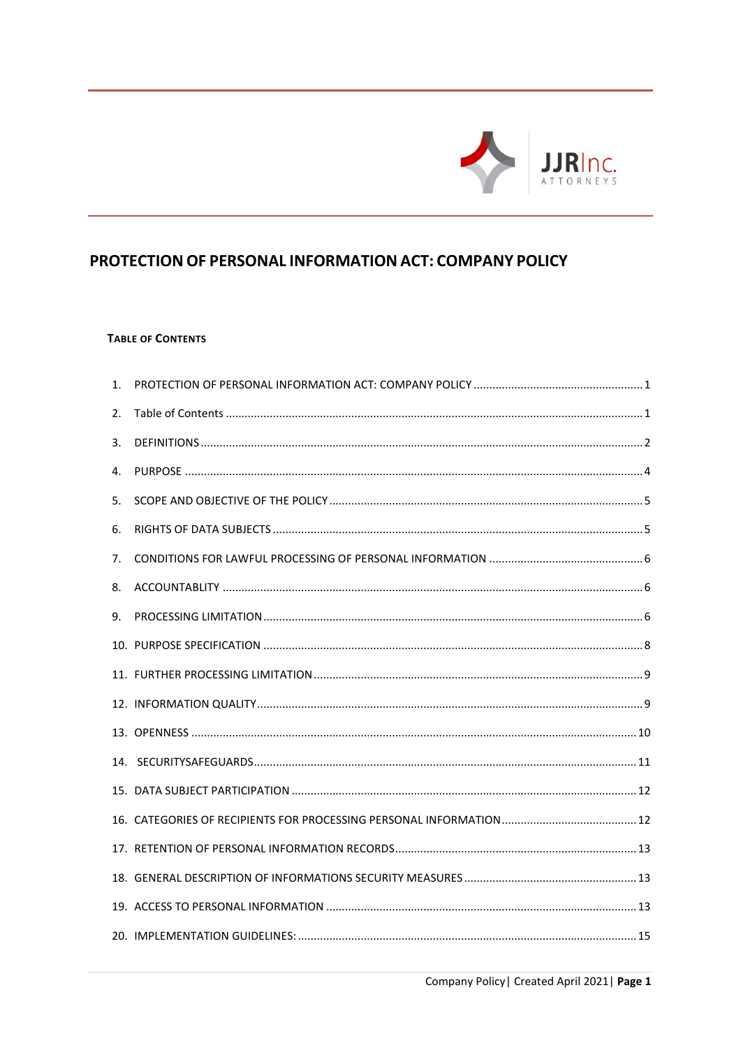JJRInc.
ATTORNEYS

# PROTECTION OF PERSONAL INFORMATION ACT: COMPANY POLICY

## TABLE OF CONTENTS

1. PROTECTION OF PERSONAL INFORMATION ACT: COMPANY POLICY ..... 1
2. Table of Contents ..... 1
3. DEFINITIONS ..... 2
4. PURPOSE ..... 4
5. SCOPE AND OBJECTIVE OF THE POLICY ..... 5
6. RIGHTS OF DATA SUBJECTS ..... 5
7. CONDITIONS FOR LAWFUL PROCESSING OF PERSONAL INFORMATION ..... 6
8. ACCOUNTABLITY ..... 6
9. PROCESSING LIMITATION ..... 6
10. PURPOSE SPECIFICATION ..... 8
11. FURTHER PROCESSING LIMITATION ..... 9
12. INFORMATION QUALITY ..... 9
13. OPENNESS ..... 10
14. SECURITYSAFEGUARDS ..... 11
15. DATA SUBJECT PARTICIPATION ..... 12
16. CATEGORIES OF RECIPIENTS FOR PROCESSING PERSONAL INFORMATION ..... 12
17. RETENTION OF PERSONAL INFORMATION RECORDS ..... 13
18. GENERAL DESCRIPTION OF INFORMATIONS SECURITY MEASURES ..... 13
19. ACCESS TO PERSONAL INFORMATION ..... 13
20. IMPLEMENTATION GUIDELINES: ..... 15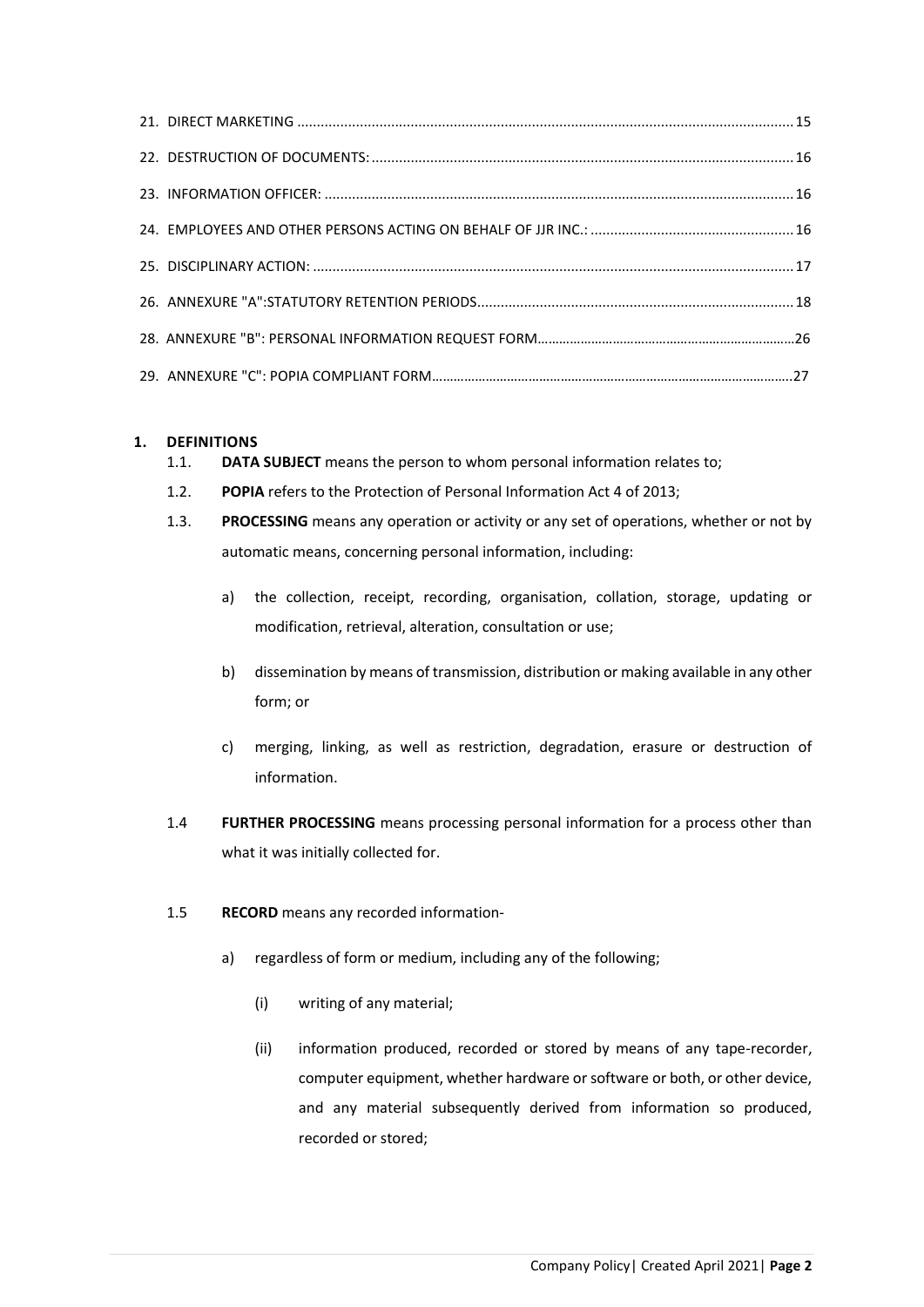| | |
|---|---|
| 21. DIRECT MARKETING | 15 |
| 22. DESTRUCTION OF DOCUMENTS: | 16 |
| 23. INFORMATION OFFICER: | 16 |
| 24. EMPLOYEES AND OTHER PERSONS ACTING ON BEHALF OF JJR INC.: | 16 |
| 25. DISCIPLINARY ACTION: | 17 |
| 26. ANNEXURE "A":STATUTORY RETENTION PERIODS | 18 |
| 28. ANNEXURE "B": PERSONAL INFORMATION REQUEST FORM | 26 |
| 29. ANNEXURE "C": POPIA COMPLIANT FORM | 27 |

## 1. DEFINITIONS

1.1. **DATA SUBJECT** means the person to whom personal information relates to;

1.2. **POPIA** refers to the Protection of Personal Information Act 4 of 2013;

1.3. **PROCESSING** means any operation or activity or any set of operations, whether or not by automatic means, concerning personal information, including:

a) the collection, receipt, recording, organisation, collation, storage, updating or modification, retrieval, alteration, consultation or use;

b) dissemination by means of transmission, distribution or making available in any other form; or

c) merging, linking, as well as restriction, degradation, erasure or destruction of information.

1.4 **FURTHER PROCESSING** means processing personal information for a process other than what it was initially collected for.

1.5 **RECORD** means any recorded information-

a) regardless of form or medium, including any of the following;

(i) writing of any material;

(ii) information produced, recorded or stored by means of any tape-recorder, computer equipment, whether hardware or software or both, or other device, and any material subsequently derived from information so produced, recorded or stored;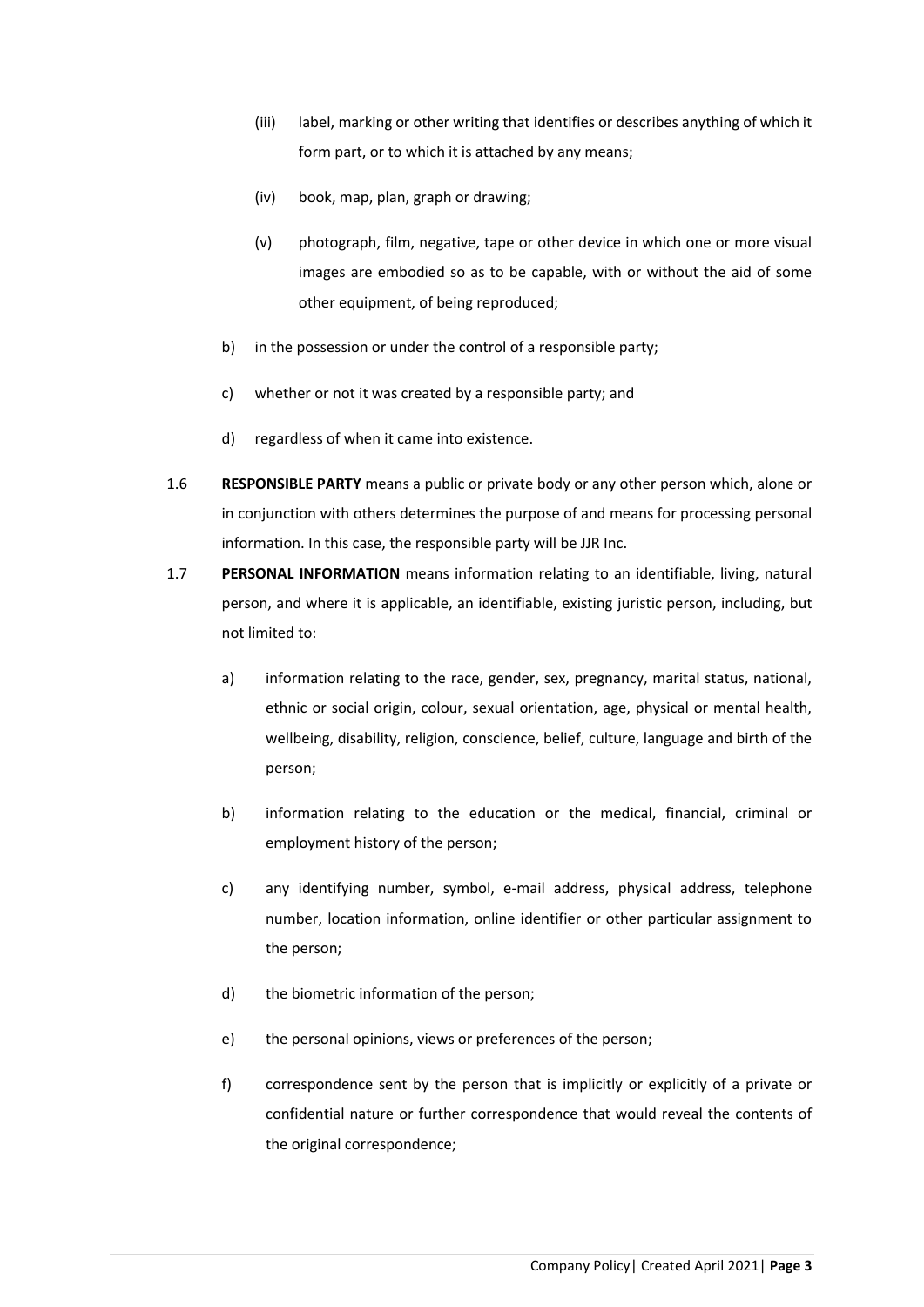(iii) label, marking or other writing that identifies or describes anything of which it form part, or to which it is attached by any means;

(iv) book, map, plan, graph or drawing;

(v) photograph, film, negative, tape or other device in which one or more visual images are embodied so as to be capable, with or without the aid of some other equipment, of being reproduced;

b) in the possession or under the control of a responsible party;

c) whether or not it was created by a responsible party; and

d) regardless of when it came into existence.

1.6 **RESPONSIBLE PARTY** means a public or private body or any other person which, alone or in conjunction with others determines the purpose of and means for processing personal information. In this case, the responsible party will be JJR Inc.

1.7 **PERSONAL INFORMATION** means information relating to an identifiable, living, natural person, and where it is applicable, an identifiable, existing juristic person, including, but not limited to:

a) information relating to the race, gender, sex, pregnancy, marital status, national, ethnic or social origin, colour, sexual orientation, age, physical or mental health, wellbeing, disability, religion, conscience, belief, culture, language and birth of the person;

b) information relating to the education or the medical, financial, criminal or employment history of the person;

c) any identifying number, symbol, e-mail address, physical address, telephone number, location information, online identifier or other particular assignment to the person;

d) the biometric information of the person;

e) the personal opinions, views or preferences of the person;

f) correspondence sent by the person that is implicitly or explicitly of a private or confidential nature or further correspondence that would reveal the contents of the original correspondence;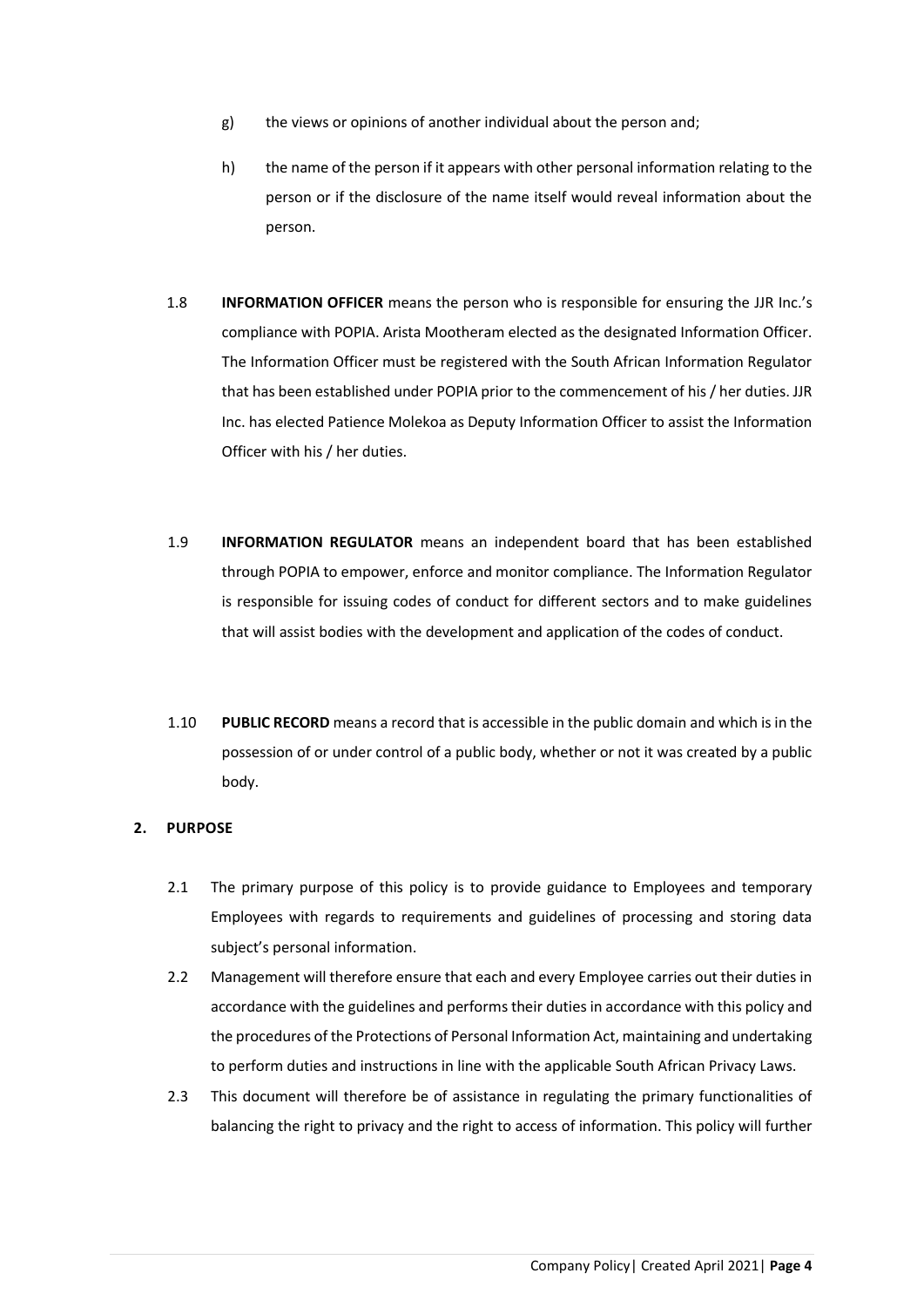g) the views or opinions of another individual about the person and;

h) the name of the person if it appears with other personal information relating to the person or if the disclosure of the name itself would reveal information about the person.

1.8 **INFORMATION OFFICER** means the person who is responsible for ensuring the JJR Inc.'s compliance with POPIA. Arista Mootheram elected as the designated Information Officer. The Information Officer must be registered with the South African Information Regulator that has been established under POPIA prior to the commencement of his / her duties. JJR Inc. has elected Patience Molekoa as Deputy Information Officer to assist the Information Officer with his / her duties.

1.9 **INFORMATION REGULATOR** means an independent board that has been established through POPIA to empower, enforce and monitor compliance. The Information Regulator is responsible for issuing codes of conduct for different sectors and to make guidelines that will assist bodies with the development and application of the codes of conduct.

1.10 **PUBLIC RECORD** means a record that is accessible in the public domain and which is in the possession of or under control of a public body, whether or not it was created by a public body.

## 2. PURPOSE

2.1 The primary purpose of this policy is to provide guidance to Employees and temporary Employees with regards to requirements and guidelines of processing and storing data subject's personal information.

2.2 Management will therefore ensure that each and every Employee carries out their duties in accordance with the guidelines and performs their duties in accordance with this policy and the procedures of the Protections of Personal Information Act, maintaining and undertaking to perform duties and instructions in line with the applicable South African Privacy Laws.

2.3 This document will therefore be of assistance in regulating the primary functionalities of balancing the right to privacy and the right to access of information. This policy will further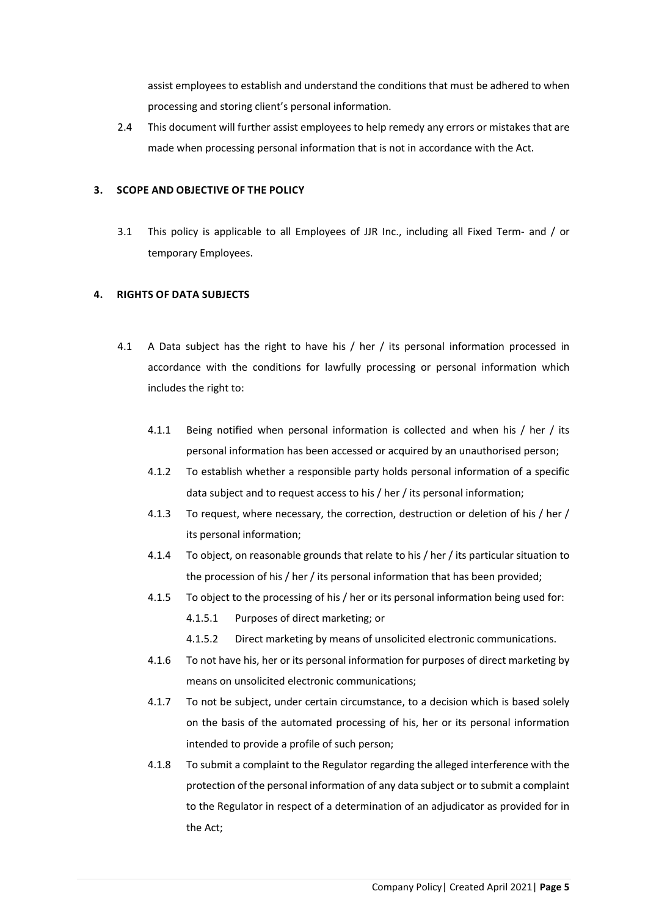assist employees to establish and understand the conditions that must be adhered to when processing and storing client's personal information.

2.4 This document will further assist employees to help remedy any errors or mistakes that are made when processing personal information that is not in accordance with the Act.

## 3. SCOPE AND OBJECTIVE OF THE POLICY

3.1 This policy is applicable to all Employees of JJR Inc., including all Fixed Term- and / or temporary Employees.

## 4. RIGHTS OF DATA SUBJECTS

4.1 A Data subject has the right to have his / her / its personal information processed in accordance with the conditions for lawfully processing or personal information which includes the right to:

- 4.1.1 Being notified when personal information is collected and when his / her / its personal information has been accessed or acquired by an unauthorised person;
- 4.1.2 To establish whether a responsible party holds personal information of a specific data subject and to request access to his / her / its personal information;
- 4.1.3 To request, where necessary, the correction, destruction or deletion of his / her / its personal information;
- 4.1.4 To object, on reasonable grounds that relate to his / her / its particular situation to the procession of his / her / its personal information that has been provided;
- 4.1.5 To object to the processing of his / her or its personal information being used for:
  - 4.1.5.1 Purposes of direct marketing; or
  - 4.1.5.2 Direct marketing by means of unsolicited electronic communications.
- 4.1.6 To not have his, her or its personal information for purposes of direct marketing by means on unsolicited electronic communications;
- 4.1.7 To not be subject, under certain circumstance, to a decision which is based solely on the basis of the automated processing of his, her or its personal information intended to provide a profile of such person;
- 4.1.8 To submit a complaint to the Regulator regarding the alleged interference with the protection of the personal information of any data subject or to submit a complaint to the Regulator in respect of a determination of an adjudicator as provided for in the Act;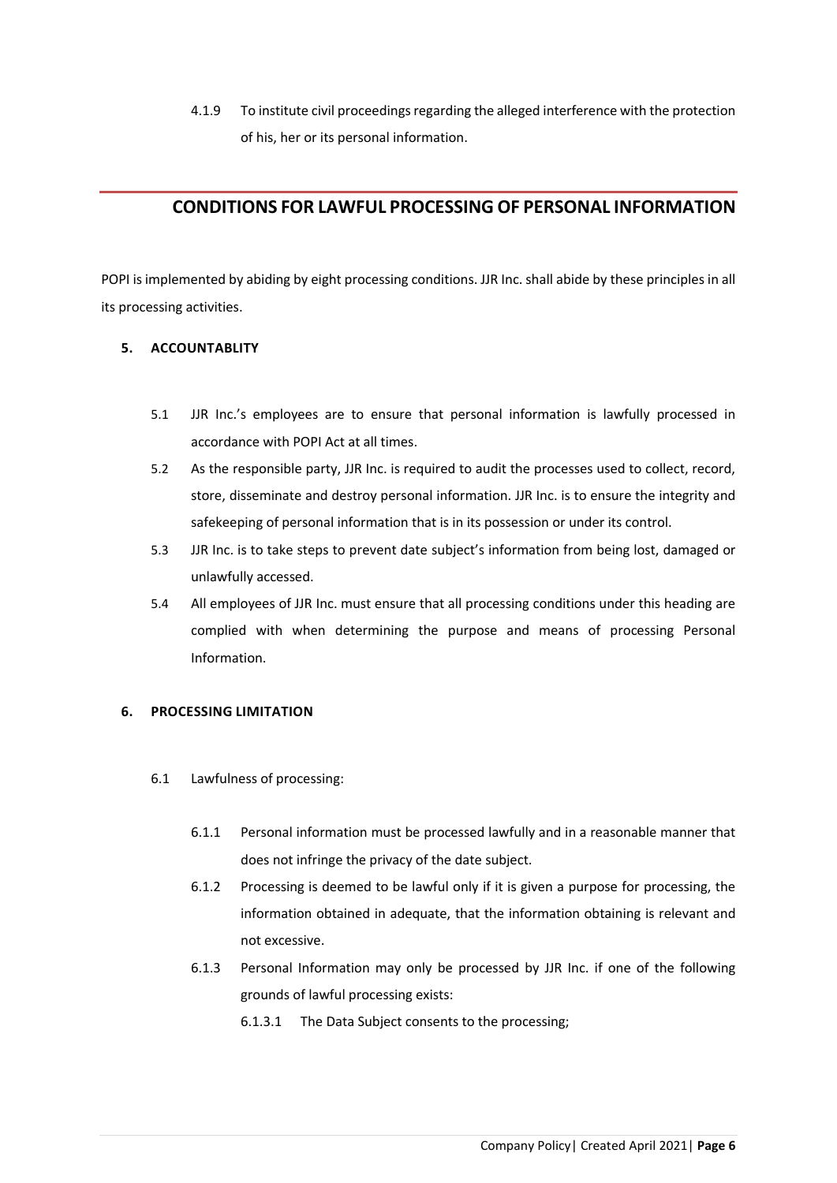4.1.9 To institute civil proceedings regarding the alleged interference with the protection of his, her or its personal information.

## CONDITIONS FOR LAWFUL PROCESSING OF PERSONAL INFORMATION

POPI is implemented by abiding by eight processing conditions. JJR Inc. shall abide by these principles in all its processing activities.

### 5. ACCOUNTABLITY

5.1 JJR Inc.'s employees are to ensure that personal information is lawfully processed in accordance with POPI Act at all times.

5.2 As the responsible party, JJR Inc. is required to audit the processes used to collect, record, store, disseminate and destroy personal information. JJR Inc. is to ensure the integrity and safekeeping of personal information that is in its possession or under its control.

5.3 JJR Inc. is to take steps to prevent date subject's information from being lost, damaged or unlawfully accessed.

5.4 All employees of JJR Inc. must ensure that all processing conditions under this heading are complied with when determining the purpose and means of processing Personal Information.

### 6. PROCESSING LIMITATION

6.1 Lawfulness of processing:

6.1.1 Personal information must be processed lawfully and in a reasonable manner that does not infringe the privacy of the date subject.

6.1.2 Processing is deemed to be lawful only if it is given a purpose for processing, the information obtained in adequate, that the information obtaining is relevant and not excessive.

6.1.3 Personal Information may only be processed by JJR Inc. if one of the following grounds of lawful processing exists:

6.1.3.1 The Data Subject consents to the processing;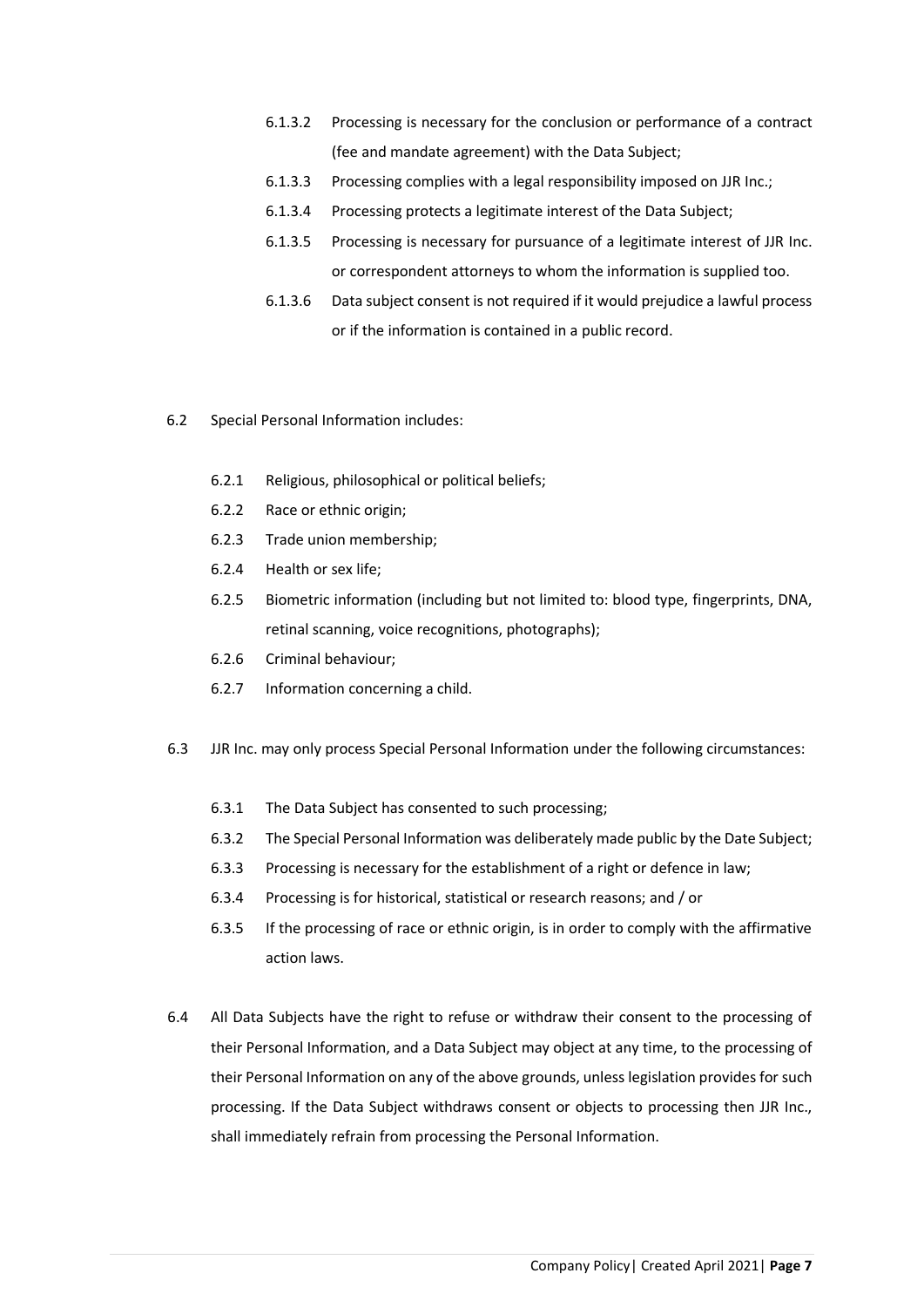6.1.3.2 Processing is necessary for the conclusion or performance of a contract (fee and mandate agreement) with the Data Subject;

6.1.3.3 Processing complies with a legal responsibility imposed on JJR Inc.;

6.1.3.4 Processing protects a legitimate interest of the Data Subject;

6.1.3.5 Processing is necessary for pursuance of a legitimate interest of JJR Inc. or correspondent attorneys to whom the information is supplied too.

6.1.3.6 Data subject consent is not required if it would prejudice a lawful process or if the information is contained in a public record.

6.2 Special Personal Information includes:

6.2.1 Religious, philosophical or political beliefs;

6.2.2 Race or ethnic origin;

6.2.3 Trade union membership;

6.2.4 Health or sex life;

6.2.5 Biometric information (including but not limited to: blood type, fingerprints, DNA, retinal scanning, voice recognitions, photographs);

6.2.6 Criminal behaviour;

6.2.7 Information concerning a child.

6.3 JJR Inc. may only process Special Personal Information under the following circumstances:

6.3.1 The Data Subject has consented to such processing;

6.3.2 The Special Personal Information was deliberately made public by the Date Subject;

6.3.3 Processing is necessary for the establishment of a right or defence in law;

6.3.4 Processing is for historical, statistical or research reasons; and / or

6.3.5 If the processing of race or ethnic origin, is in order to comply with the affirmative action laws.

6.4 All Data Subjects have the right to refuse or withdraw their consent to the processing of their Personal Information, and a Data Subject may object at any time, to the processing of their Personal Information on any of the above grounds, unless legislation provides for such processing. If the Data Subject withdraws consent or objects to processing then JJR Inc., shall immediately refrain from processing the Personal Information.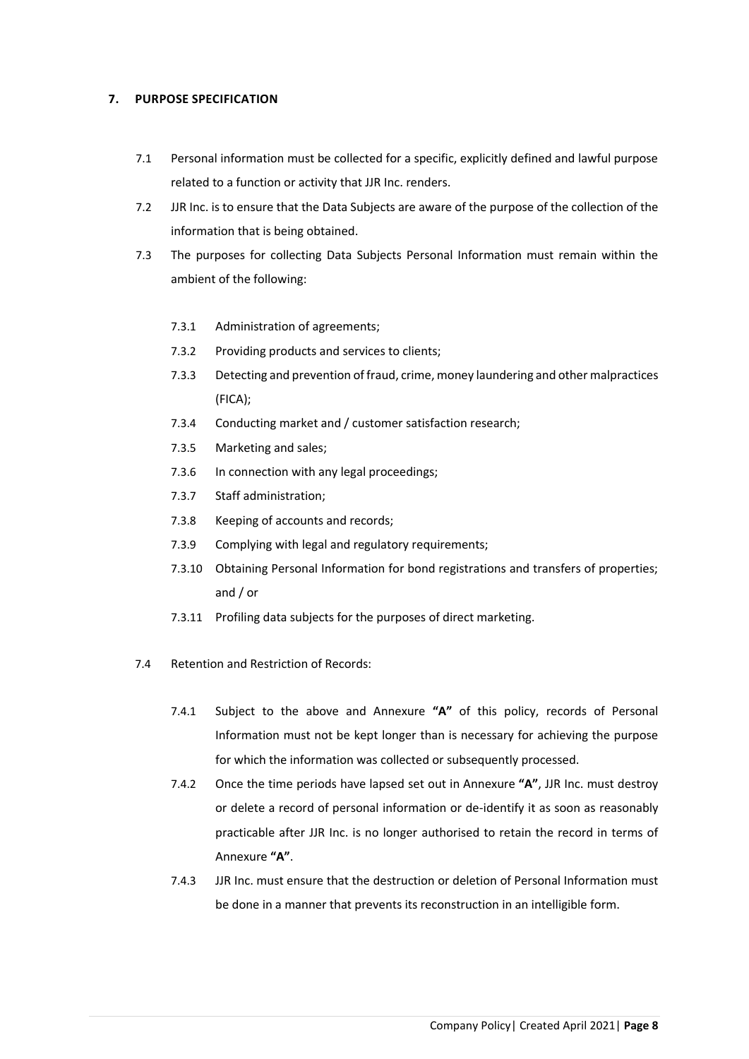## 7. PURPOSE SPECIFICATION

7.1 Personal information must be collected for a specific, explicitly defined and lawful purpose related to a function or activity that JJR Inc. renders.

7.2 JJR Inc. is to ensure that the Data Subjects are aware of the purpose of the collection of the information that is being obtained.

7.3 The purposes for collecting Data Subjects Personal Information must remain within the ambient of the following:

7.3.1 Administration of agreements;

7.3.2 Providing products and services to clients;

7.3.3 Detecting and prevention of fraud, crime, money laundering and other malpractices (FICA);

7.3.4 Conducting market and / customer satisfaction research;

7.3.5 Marketing and sales;

7.3.6 In connection with any legal proceedings;

7.3.7 Staff administration;

7.3.8 Keeping of accounts and records;

7.3.9 Complying with legal and regulatory requirements;

7.3.10 Obtaining Personal Information for bond registrations and transfers of properties; and / or

7.3.11 Profiling data subjects for the purposes of direct marketing.

7.4 Retention and Restriction of Records:

7.4.1 Subject to the above and Annexure **"A"** of this policy, records of Personal Information must not be kept longer than is necessary for achieving the purpose for which the information was collected or subsequently processed.

7.4.2 Once the time periods have lapsed set out in Annexure **"A"**, JJR Inc. must destroy or delete a record of personal information or de-identify it as soon as reasonably practicable after JJR Inc. is no longer authorised to retain the record in terms of Annexure **"A"**.

7.4.3 JJR Inc. must ensure that the destruction or deletion of Personal Information must be done in a manner that prevents its reconstruction in an intelligible form.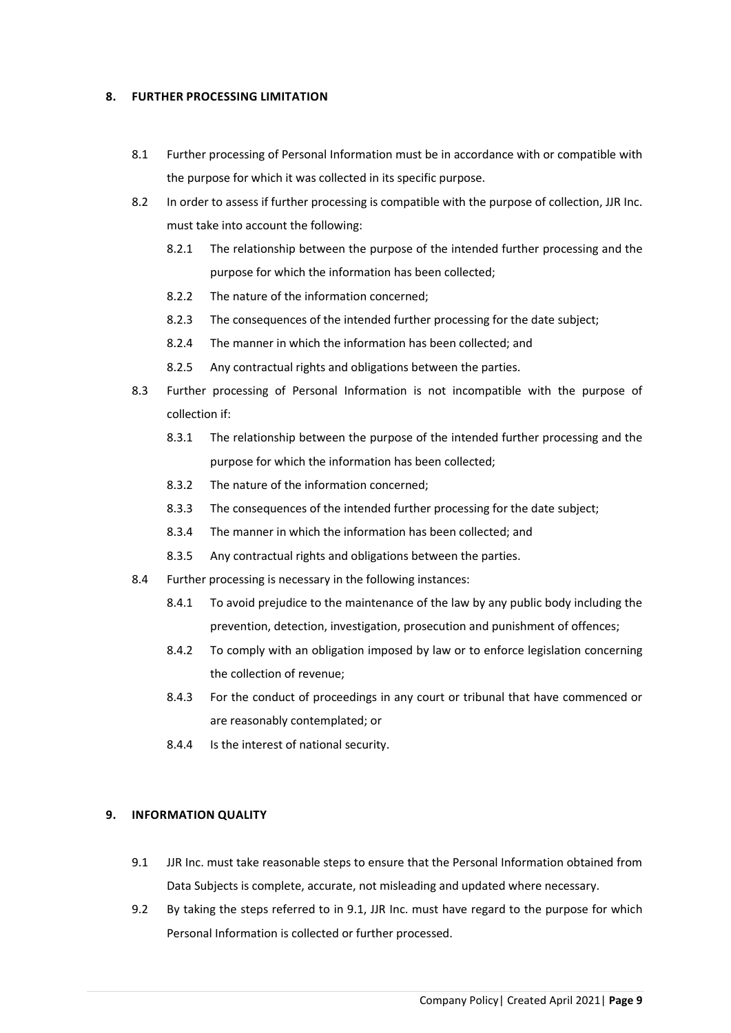## 8. FURTHER PROCESSING LIMITATION

8.1 Further processing of Personal Information must be in accordance with or compatible with the purpose for which it was collected in its specific purpose.

8.2 In order to assess if further processing is compatible with the purpose of collection, JJR Inc. must take into account the following:

8.2.1 The relationship between the purpose of the intended further processing and the purpose for which the information has been collected;

8.2.2 The nature of the information concerned;

8.2.3 The consequences of the intended further processing for the date subject;

8.2.4 The manner in which the information has been collected; and

8.2.5 Any contractual rights and obligations between the parties.

8.3 Further processing of Personal Information is not incompatible with the purpose of collection if:

8.3.1 The relationship between the purpose of the intended further processing and the purpose for which the information has been collected;

8.3.2 The nature of the information concerned;

8.3.3 The consequences of the intended further processing for the date subject;

8.3.4 The manner in which the information has been collected; and

8.3.5 Any contractual rights and obligations between the parties.

8.4 Further processing is necessary in the following instances:

8.4.1 To avoid prejudice to the maintenance of the law by any public body including the prevention, detection, investigation, prosecution and punishment of offences;

8.4.2 To comply with an obligation imposed by law or to enforce legislation concerning the collection of revenue;

8.4.3 For the conduct of proceedings in any court or tribunal that have commenced or are reasonably contemplated; or

8.4.4 Is the interest of national security.

## 9. INFORMATION QUALITY

9.1 JJR Inc. must take reasonable steps to ensure that the Personal Information obtained from Data Subjects is complete, accurate, not misleading and updated where necessary.

9.2 By taking the steps referred to in 9.1, JJR Inc. must have regard to the purpose for which Personal Information is collected or further processed.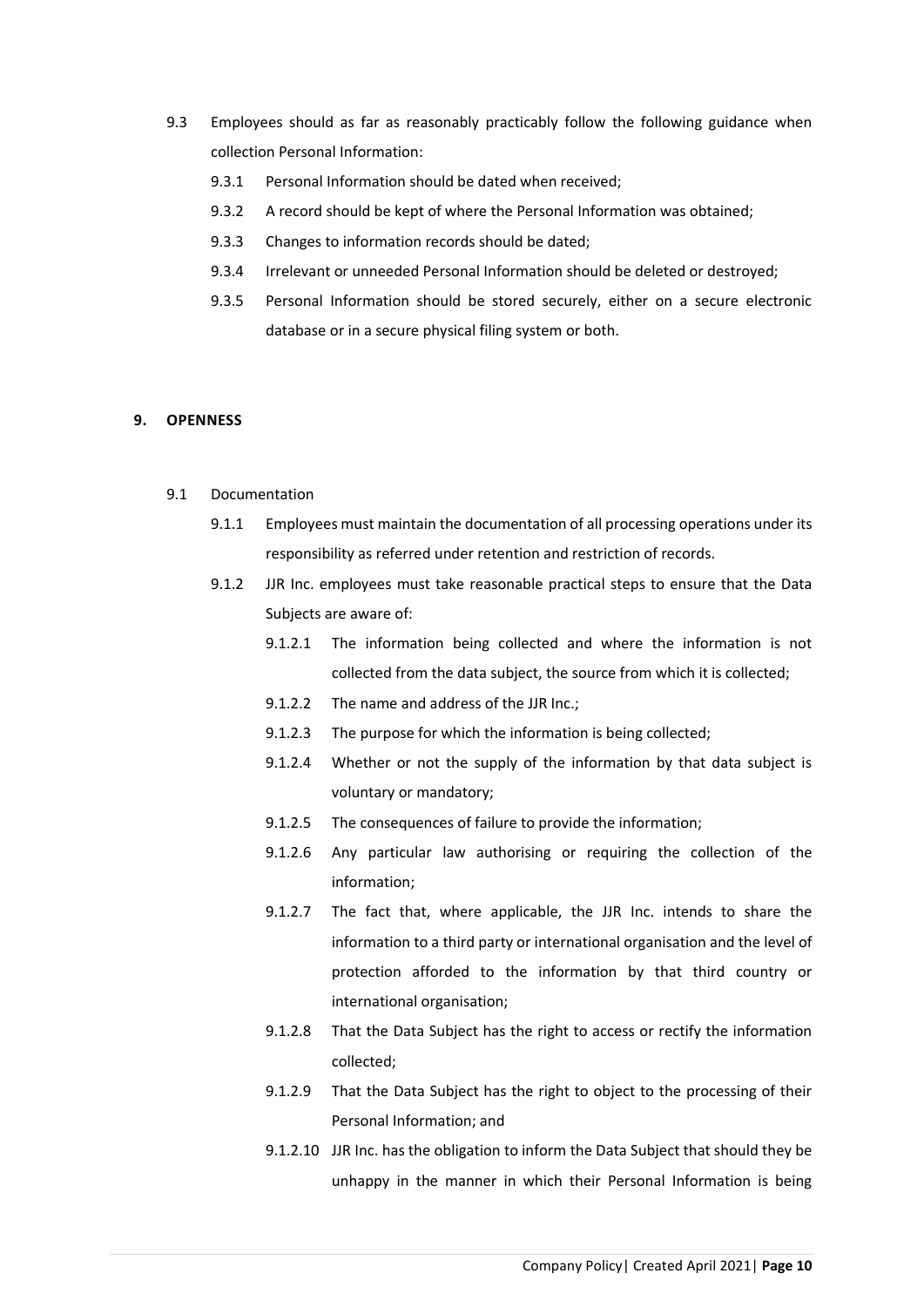9.3 Employees should as far as reasonably practicably follow the following guidance when collection Personal Information:

  9.3.1 Personal Information should be dated when received;

  9.3.2 A record should be kept of where the Personal Information was obtained;

  9.3.3 Changes to information records should be dated;

  9.3.4 Irrelevant or unneeded Personal Information should be deleted or destroyed;

  9.3.5 Personal Information should be stored securely, either on a secure electronic database or in a secure physical filing system or both.

## 9. OPENNESS

9.1 Documentation

  9.1.1 Employees must maintain the documentation of all processing operations under its responsibility as referred under retention and restriction of records.

  9.1.2 JJR Inc. employees must take reasonable practical steps to ensure that the Data Subjects are aware of:

    9.1.2.1 The information being collected and where the information is not collected from the data subject, the source from which it is collected;

    9.1.2.2 The name and address of the JJR Inc.;

    9.1.2.3 The purpose for which the information is being collected;

    9.1.2.4 Whether or not the supply of the information by that data subject is voluntary or mandatory;

    9.1.2.5 The consequences of failure to provide the information;

    9.1.2.6 Any particular law authorising or requiring the collection of the information;

    9.1.2.7 The fact that, where applicable, the JJR Inc. intends to share the information to a third party or international organisation and the level of protection afforded to the information by that third country or international organisation;

    9.1.2.8 That the Data Subject has the right to access or rectify the information collected;

    9.1.2.9 That the Data Subject has the right to object to the processing of their Personal Information; and

    9.1.2.10 JJR Inc. has the obligation to inform the Data Subject that should they be unhappy in the manner in which their Personal Information is being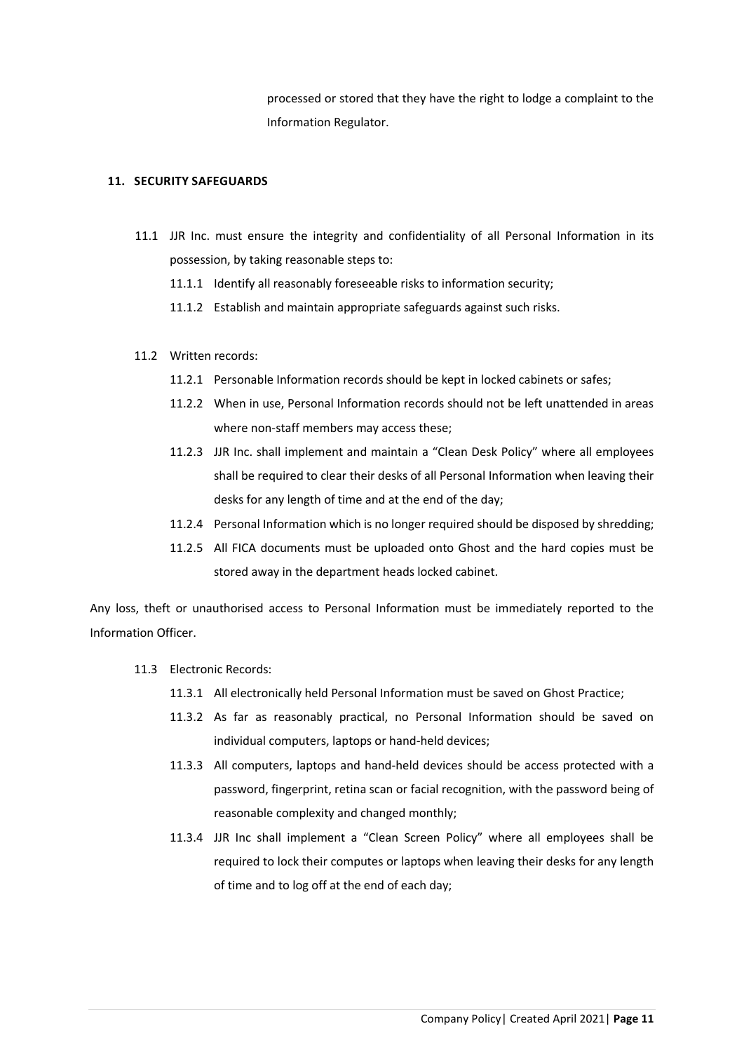processed or stored that they have the right to lodge a complaint to the Information Regulator.

## 11. SECURITY SAFEGUARDS

11.1 JJR Inc. must ensure the integrity and confidentiality of all Personal Information in its possession, by taking reasonable steps to:

11.1.1 Identify all reasonably foreseeable risks to information security;

11.1.2 Establish and maintain appropriate safeguards against such risks.

11.2 Written records:

11.2.1 Personable Information records should be kept in locked cabinets or safes;

11.2.2 When in use, Personal Information records should not be left unattended in areas where non-staff members may access these;

11.2.3 JJR Inc. shall implement and maintain a "Clean Desk Policy" where all employees shall be required to clear their desks of all Personal Information when leaving their desks for any length of time and at the end of the day;

11.2.4 Personal Information which is no longer required should be disposed by shredding;

11.2.5 All FICA documents must be uploaded onto Ghost and the hard copies must be stored away in the department heads locked cabinet.

Any loss, theft or unauthorised access to Personal Information must be immediately reported to the Information Officer.

11.3 Electronic Records:

11.3.1 All electronically held Personal Information must be saved on Ghost Practice;

11.3.2 As far as reasonably practical, no Personal Information should be saved on individual computers, laptops or hand-held devices;

11.3.3 All computers, laptops and hand-held devices should be access protected with a password, fingerprint, retina scan or facial recognition, with the password being of reasonable complexity and changed monthly;

11.3.4 JJR Inc shall implement a "Clean Screen Policy" where all employees shall be required to lock their computes or laptops when leaving their desks for any length of time and to log off at the end of each day;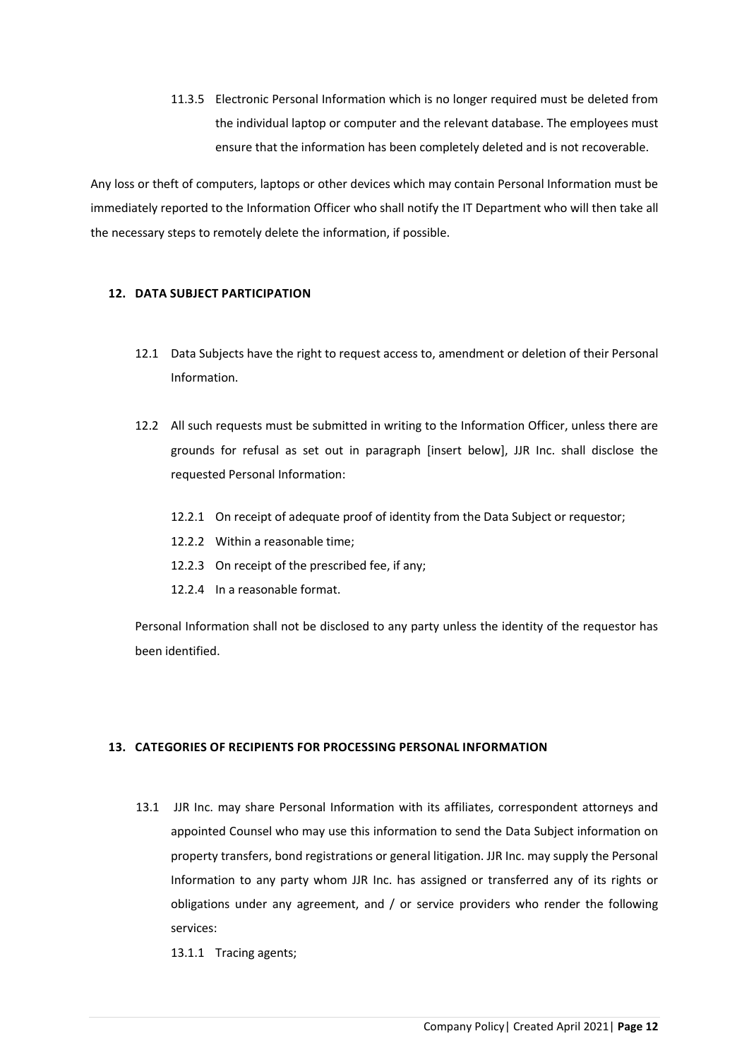11.3.5 Electronic Personal Information which is no longer required must be deleted from the individual laptop or computer and the relevant database. The employees must ensure that the information has been completely deleted and is not recoverable.

Any loss or theft of computers, laptops or other devices which may contain Personal Information must be immediately reported to the Information Officer who shall notify the IT Department who will then take all the necessary steps to remotely delete the information, if possible.

## 12. DATA SUBJECT PARTICIPATION

12.1 Data Subjects have the right to request access to, amendment or deletion of their Personal Information.

12.2 All such requests must be submitted in writing to the Information Officer, unless there are grounds for refusal as set out in paragraph [insert below], JJR Inc. shall disclose the requested Personal Information:

12.2.1 On receipt of adequate proof of identity from the Data Subject or requestor;

12.2.2 Within a reasonable time;

12.2.3 On receipt of the prescribed fee, if any;

12.2.4 In a reasonable format.

Personal Information shall not be disclosed to any party unless the identity of the requestor has been identified.

## 13. CATEGORIES OF RECIPIENTS FOR PROCESSING PERSONAL INFORMATION

13.1 JJR Inc. may share Personal Information with its affiliates, correspondent attorneys and appointed Counsel who may use this information to send the Data Subject information on property transfers, bond registrations or general litigation. JJR Inc. may supply the Personal Information to any party whom JJR Inc. has assigned or transferred any of its rights or obligations under any agreement, and / or service providers who render the following services:

13.1.1 Tracing agents;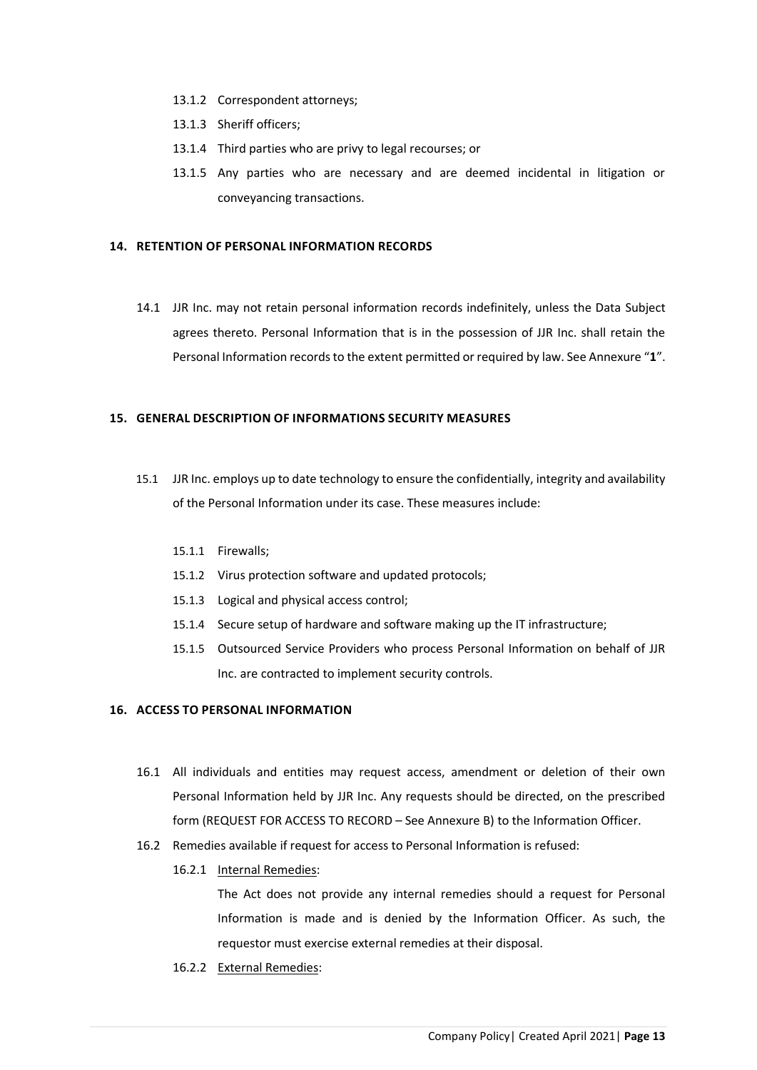13.1.2 Correspondent attorneys;

13.1.3 Sheriff officers;

13.1.4 Third parties who are privy to legal recourses; or

13.1.5 Any parties who are necessary and are deemed incidental in litigation or conveyancing transactions.

**14. RETENTION OF PERSONAL INFORMATION RECORDS**

14.1 JJR Inc. may not retain personal information records indefinitely, unless the Data Subject agrees thereto. Personal Information that is in the possession of JJR Inc. shall retain the Personal Information records to the extent permitted or required by law. See Annexure "**1**".

**15. GENERAL DESCRIPTION OF INFORMATIONS SECURITY MEASURES**

15.1 JJR Inc. employs up to date technology to ensure the confidentially, integrity and availability of the Personal Information under its case. These measures include:

15.1.1 Firewalls;

15.1.2 Virus protection software and updated protocols;

15.1.3 Logical and physical access control;

15.1.4 Secure setup of hardware and software making up the IT infrastructure;

15.1.5 Outsourced Service Providers who process Personal Information on behalf of JJR Inc. are contracted to implement security controls.

**16. ACCESS TO PERSONAL INFORMATION**

16.1 All individuals and entities may request access, amendment or deletion of their own Personal Information held by JJR Inc. Any requests should be directed, on the prescribed form (REQUEST FOR ACCESS TO RECORD – See Annexure B) to the Information Officer.

16.2 Remedies available if request for access to Personal Information is refused:

16.2.1 Internal Remedies:

The Act does not provide any internal remedies should a request for Personal Information is made and is denied by the Information Officer. As such, the requestor must exercise external remedies at their disposal.

16.2.2 External Remedies: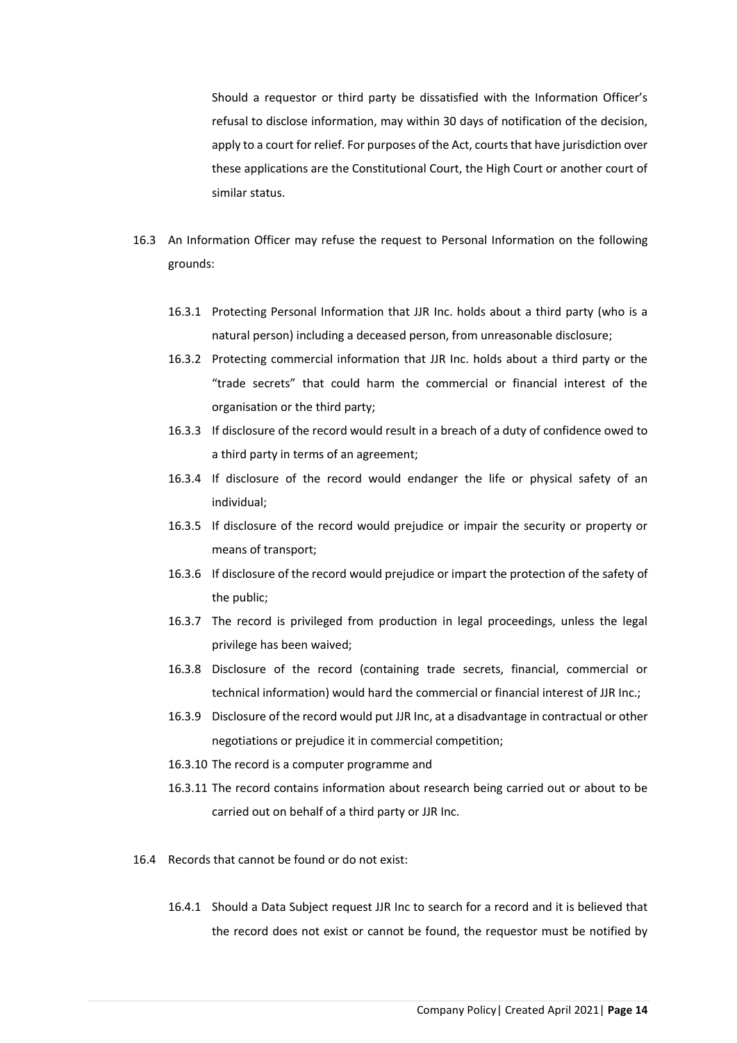Should a requestor or third party be dissatisfied with the Information Officer's refusal to disclose information, may within 30 days of notification of the decision, apply to a court for relief. For purposes of the Act, courts that have jurisdiction over these applications are the Constitutional Court, the High Court or another court of similar status.

16.3 An Information Officer may refuse the request to Personal Information on the following grounds:

16.3.1 Protecting Personal Information that JJR Inc. holds about a third party (who is a natural person) including a deceased person, from unreasonable disclosure;

16.3.2 Protecting commercial information that JJR Inc. holds about a third party or the "trade secrets" that could harm the commercial or financial interest of the organisation or the third party;

16.3.3 If disclosure of the record would result in a breach of a duty of confidence owed to a third party in terms of an agreement;

16.3.4 If disclosure of the record would endanger the life or physical safety of an individual;

16.3.5 If disclosure of the record would prejudice or impair the security or property or means of transport;

16.3.6 If disclosure of the record would prejudice or impart the protection of the safety of the public;

16.3.7 The record is privileged from production in legal proceedings, unless the legal privilege has been waived;

16.3.8 Disclosure of the record (containing trade secrets, financial, commercial or technical information) would hard the commercial or financial interest of JJR Inc.;

16.3.9 Disclosure of the record would put JJR Inc, at a disadvantage in contractual or other negotiations or prejudice it in commercial competition;

16.3.10 The record is a computer programme and

16.3.11 The record contains information about research being carried out or about to be carried out on behalf of a third party or JJR Inc.

16.4 Records that cannot be found or do not exist:

16.4.1 Should a Data Subject request JJR Inc to search for a record and it is believed that the record does not exist or cannot be found, the requestor must be notified by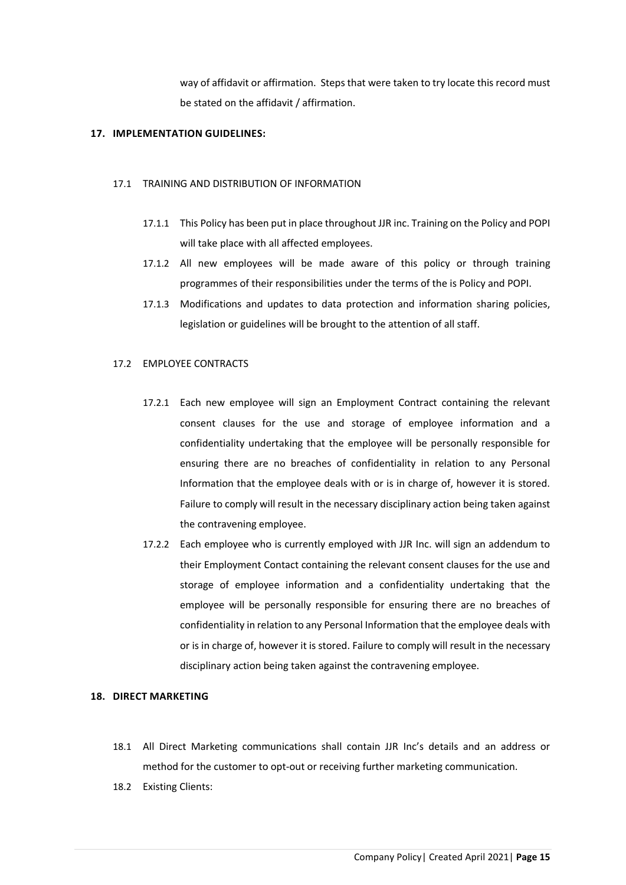way of affidavit or affirmation. Steps that were taken to try locate this record must be stated on the affidavit / affirmation.

## 17. IMPLEMENTATION GUIDELINES:

### 17.1 TRAINING AND DISTRIBUTION OF INFORMATION

17.1.1 This Policy has been put in place throughout JJR inc. Training on the Policy and POPI will take place with all affected employees.

17.1.2 All new employees will be made aware of this policy or through training programmes of their responsibilities under the terms of the is Policy and POPI.

17.1.3 Modifications and updates to data protection and information sharing policies, legislation or guidelines will be brought to the attention of all staff.

### 17.2 EMPLOYEE CONTRACTS

17.2.1 Each new employee will sign an Employment Contract containing the relevant consent clauses for the use and storage of employee information and a confidentiality undertaking that the employee will be personally responsible for ensuring there are no breaches of confidentiality in relation to any Personal Information that the employee deals with or is in charge of, however it is stored. Failure to comply will result in the necessary disciplinary action being taken against the contravening employee.

17.2.2 Each employee who is currently employed with JJR Inc. will sign an addendum to their Employment Contact containing the relevant consent clauses for the use and storage of employee information and a confidentiality undertaking that the employee will be personally responsible for ensuring there are no breaches of confidentiality in relation to any Personal Information that the employee deals with or is in charge of, however it is stored. Failure to comply will result in the necessary disciplinary action being taken against the contravening employee.

## 18. DIRECT MARKETING

18.1 All Direct Marketing communications shall contain JJR Inc's details and an address or method for the customer to opt-out or receiving further marketing communication.

18.2 Existing Clients: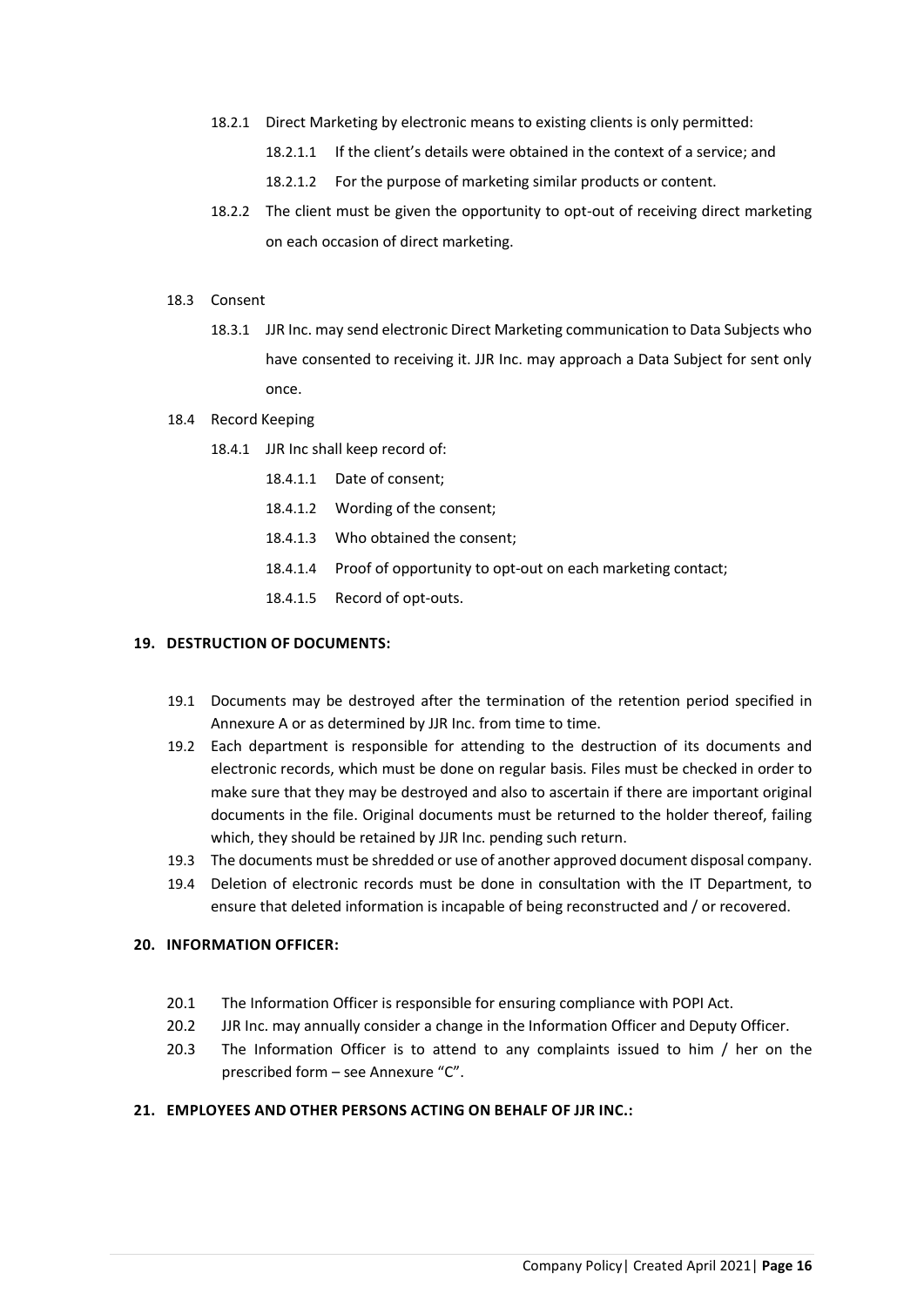18.2.1 Direct Marketing by electronic means to existing clients is only permitted:

18.2.1.1 If the client's details were obtained in the context of a service; and

18.2.1.2 For the purpose of marketing similar products or content.

18.2.2 The client must be given the opportunity to opt-out of receiving direct marketing on each occasion of direct marketing.

18.3 Consent

18.3.1 JJR Inc. may send electronic Direct Marketing communication to Data Subjects who have consented to receiving it. JJR Inc. may approach a Data Subject for sent only once.

18.4 Record Keeping

18.4.1 JJR Inc shall keep record of:

18.4.1.1 Date of consent;

18.4.1.2 Wording of the consent;

18.4.1.3 Who obtained the consent;

18.4.1.4 Proof of opportunity to opt-out on each marketing contact;

18.4.1.5 Record of opt-outs.

## 19. DESTRUCTION OF DOCUMENTS:

19.1 Documents may be destroyed after the termination of the retention period specified in Annexure A or as determined by JJR Inc. from time to time.

19.2 Each department is responsible for attending to the destruction of its documents and electronic records, which must be done on regular basis. Files must be checked in order to make sure that they may be destroyed and also to ascertain if there are important original documents in the file. Original documents must be returned to the holder thereof, failing which, they should be retained by JJR Inc. pending such return.

19.3 The documents must be shredded or use of another approved document disposal company.

19.4 Deletion of electronic records must be done in consultation with the IT Department, to ensure that deleted information is incapable of being reconstructed and / or recovered.

## 20. INFORMATION OFFICER:

20.1 The Information Officer is responsible for ensuring compliance with POPI Act.

20.2 JJR Inc. may annually consider a change in the Information Officer and Deputy Officer.

20.3 The Information Officer is to attend to any complaints issued to him / her on the prescribed form – see Annexure "C".

## 21. EMPLOYEES AND OTHER PERSONS ACTING ON BEHALF OF JJR INC.: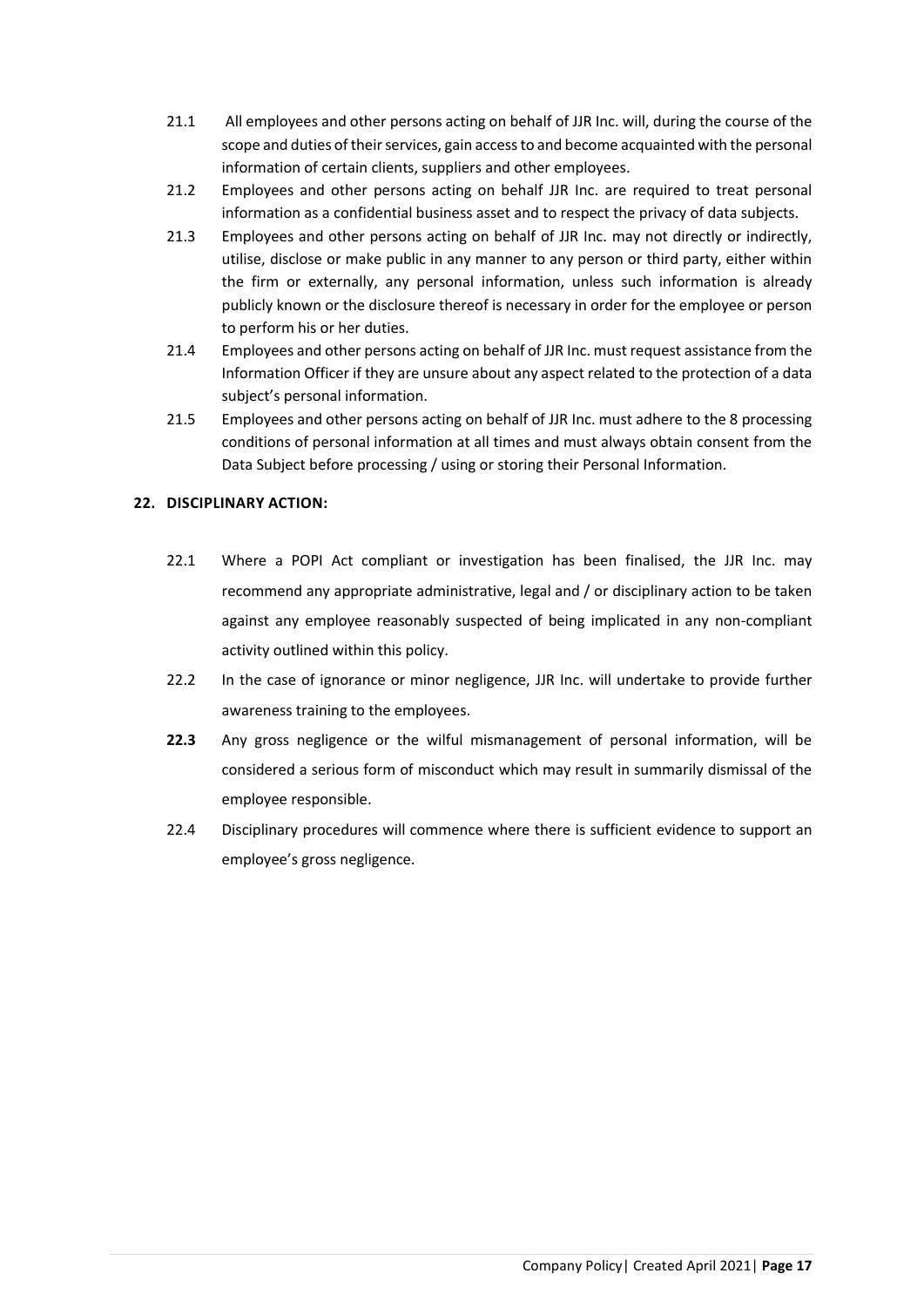21.1 All employees and other persons acting on behalf of JJR Inc. will, during the course of the scope and duties of their services, gain access to and become acquainted with the personal information of certain clients, suppliers and other employees.

21.2 Employees and other persons acting on behalf JJR Inc. are required to treat personal information as a confidential business asset and to respect the privacy of data subjects.

21.3 Employees and other persons acting on behalf of JJR Inc. may not directly or indirectly, utilise, disclose or make public in any manner to any person or third party, either within the firm or externally, any personal information, unless such information is already publicly known or the disclosure thereof is necessary in order for the employee or person to perform his or her duties.

21.4 Employees and other persons acting on behalf of JJR Inc. must request assistance from the Information Officer if they are unsure about any aspect related to the protection of a data subject's personal information.

21.5 Employees and other persons acting on behalf of JJR Inc. must adhere to the 8 processing conditions of personal information at all times and must always obtain consent from the Data Subject before processing / using or storing their Personal Information.

## 22. DISCIPLINARY ACTION:

22.1 Where a POPI Act compliant or investigation has been finalised, the JJR Inc. may recommend any appropriate administrative, legal and / or disciplinary action to be taken against any employee reasonably suspected of being implicated in any non-compliant activity outlined within this policy.

22.2 In the case of ignorance or minor negligence, JJR Inc. will undertake to provide further awareness training to the employees.

**22.3** Any gross negligence or the wilful mismanagement of personal information, will be considered a serious form of misconduct which may result in summarily dismissal of the employee responsible.

22.4 Disciplinary procedures will commence where there is sufficient evidence to support an employee's gross negligence.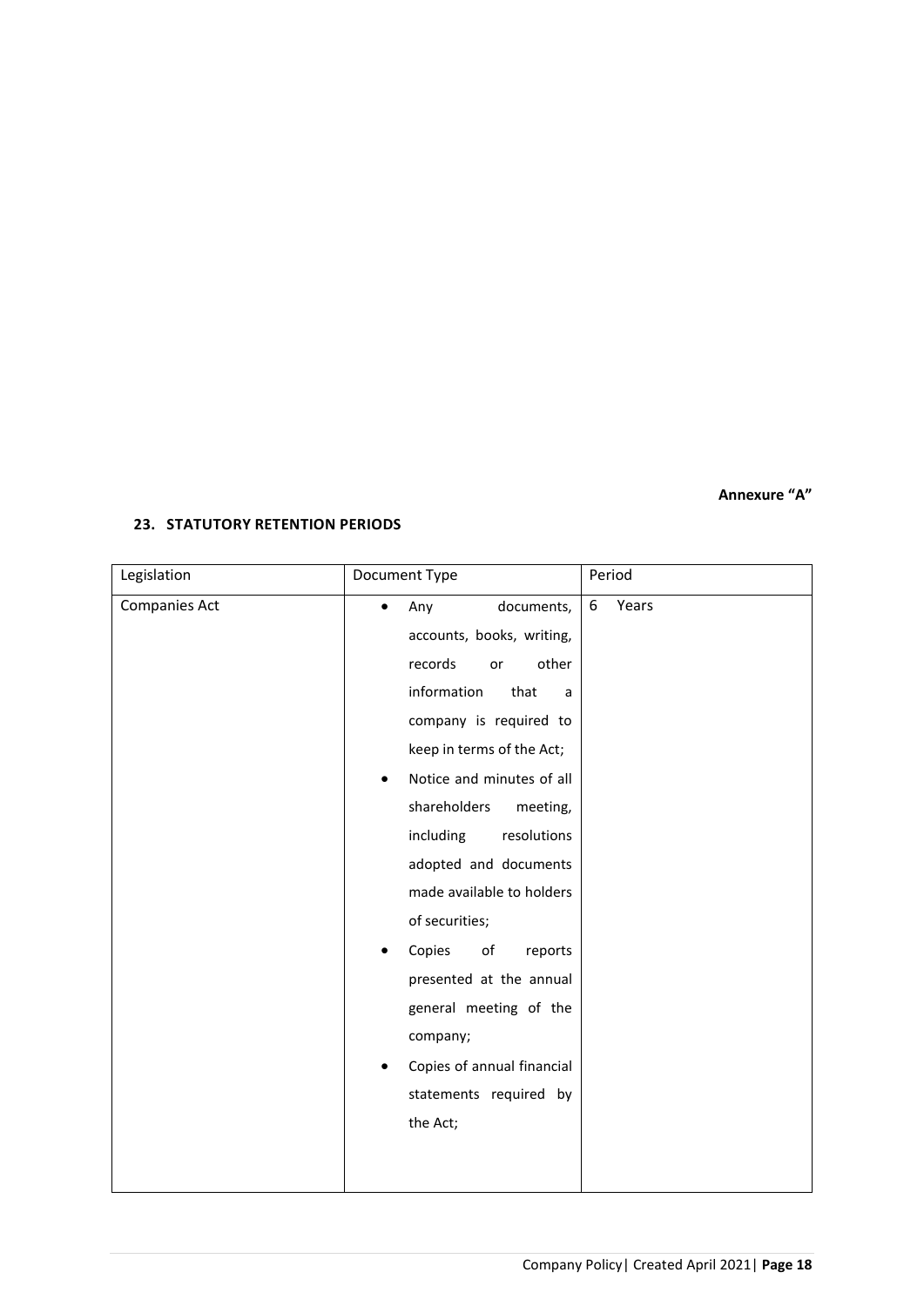**Annexure "A"**

## 23. STATUTORY RETENTION PERIODS

| Legislation | Document Type | Period |
|---|---|---|
| Companies Act | • Any documents, accounts, books, writing, records or other information that a company is required to keep in terms of the Act;<br>• Notice and minutes of all shareholders meeting, including resolutions adopted and documents made available to holders of securities;<br>• Copies of reports presented at the annual general meeting of the company;<br>• Copies of annual financial statements required by the Act; | 6 Years |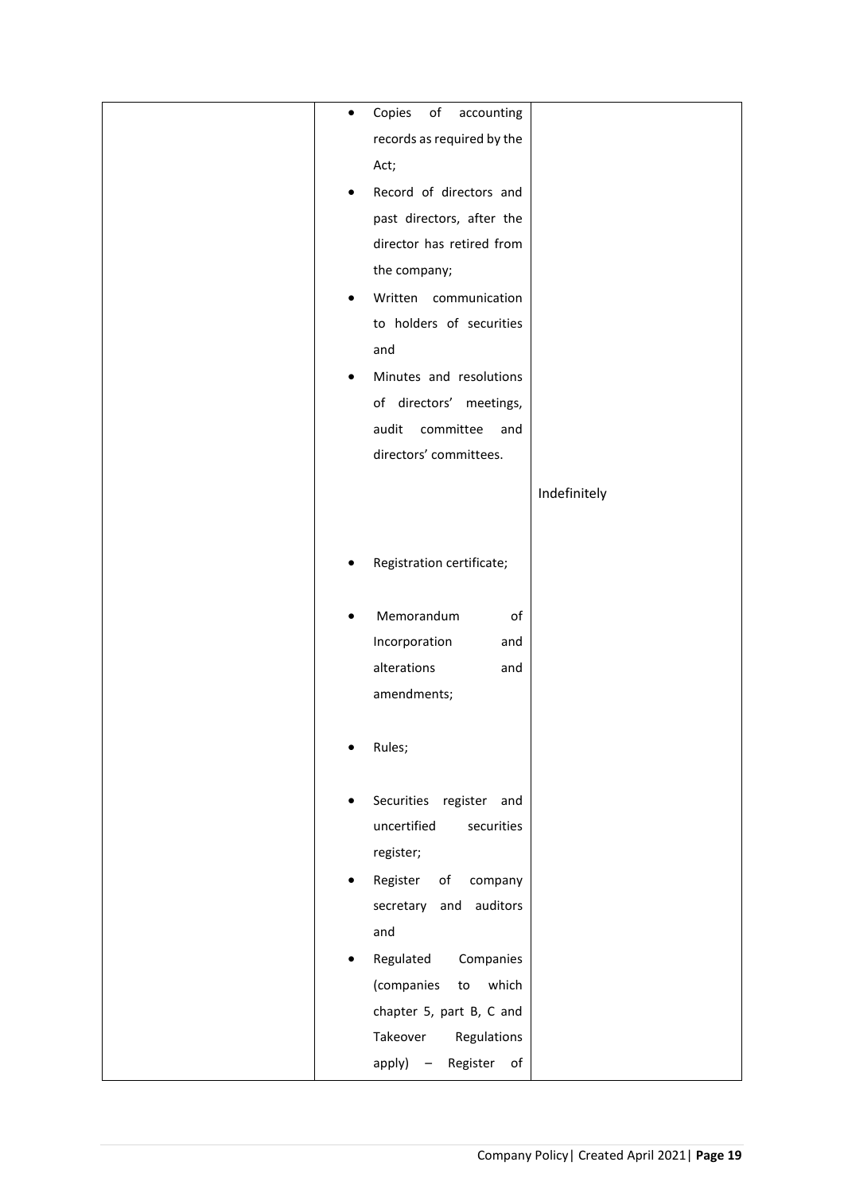| | | |
|---|---|---|
| | • Copies of accounting records as required by the Act;<br>• Record of directors and past directors, after the director has retired from the company;<br>• Written communication to holders of securities and<br>• Minutes and resolutions of directors' meetings, audit committee and directors' committees. | |
| | • Registration certificate;<br>• Memorandum of Incorporation and alterations and amendments;<br>• Rules;<br>• Securities register and uncertified securities register;<br>• Register of company secretary and auditors and<br>• Regulated Companies (companies to which chapter 5, part B, C and Takeover Regulations apply) – Register of | Indefinitely |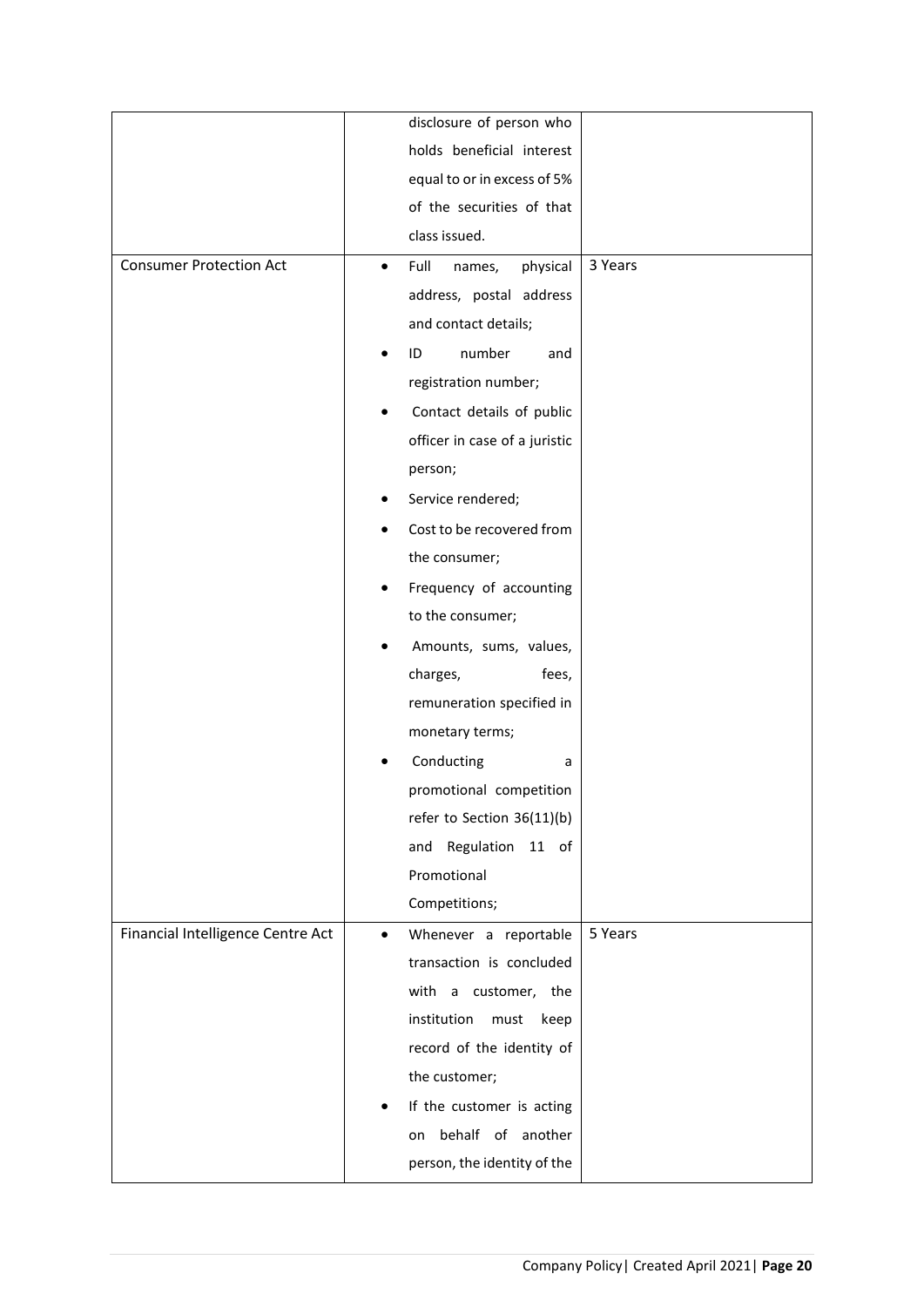| | | |
|---|---|---|
| | disclosure of person who holds beneficial interest equal to or in excess of 5% of the securities of that class issued. | |
| Consumer Protection Act | • Full names, physical address, postal address and contact details;<br>• ID number and registration number;<br>• Contact details of public officer in case of a juristic person;<br>• Service rendered;<br>• Cost to be recovered from the consumer;<br>• Frequency of accounting to the consumer;<br>• Amounts, sums, values, charges, fees, remuneration specified in monetary terms;<br>• Conducting a promotional competition refer to Section 36(11)(b) and Regulation 11 of Promotional Competitions; | 3 Years |
| Financial Intelligence Centre Act | • Whenever a reportable transaction is concluded with a customer, the institution must keep record of the identity of the customer;<br>• If the customer is acting on behalf of another person, the identity of the | 5 Years |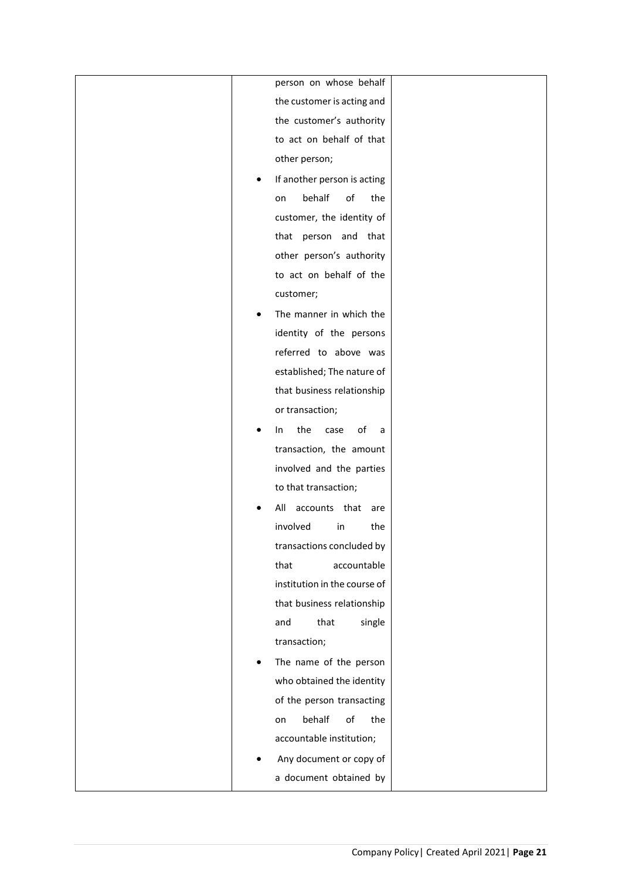| | | |
|---|---|---|
| | person on whose behalf the customer is acting and the customer's authority to act on behalf of that other person;<br>• If another person is acting on behalf of the customer, the identity of that person and that other person's authority to act on behalf of the customer;<br>• The manner in which the identity of the persons referred to above was established; The nature of that business relationship or transaction;<br>• In the case of a transaction, the amount involved and the parties to that transaction;<br>• All accounts that are involved in the transactions concluded by that accountable institution in the course of that business relationship and that single transaction;<br>• The name of the person who obtained the identity of the person transacting on behalf of the accountable institution;<br>• Any document or copy of a document obtained by | |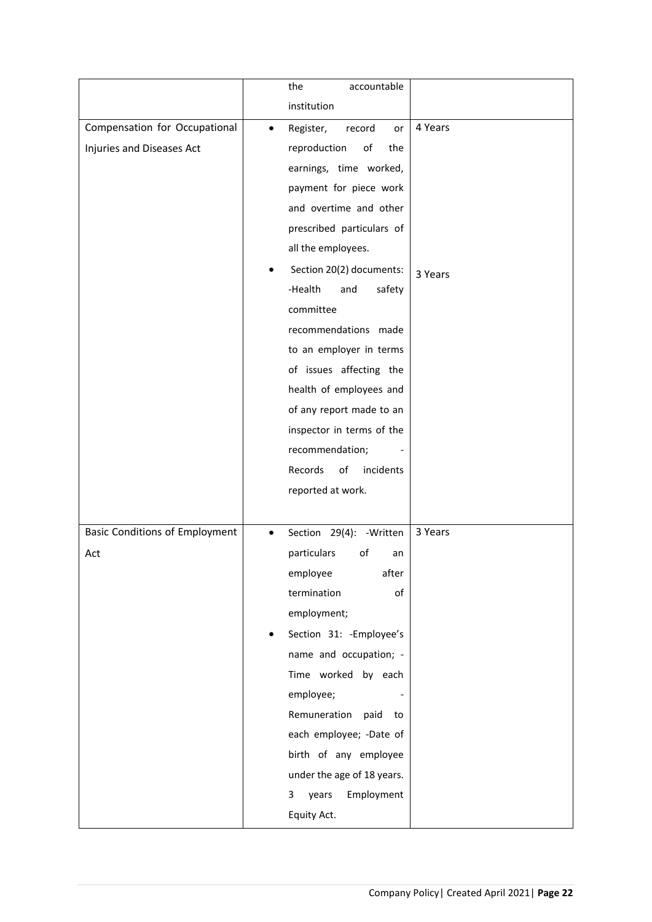| | | |
|---|---|---|
| | the accountable institution | |
| Compensation for Occupational Injuries and Diseases Act | • Register, record or reproduction of the earnings, time worked, payment for piece work and overtime and other prescribed particulars of all the employees.<br>• Section 20(2) documents: -Health and safety committee recommendations made to an employer in terms of issues affecting the health of employees and of any report made to an inspector in terms of the recommendation; -Records of incidents reported at work. | 4 Years<br><br>3 Years |
| Basic Conditions of Employment Act | • Section 29(4): -Written particulars of an employee after termination of employment;<br>• Section 31: -Employee's name and occupation; -Time worked by each employee; -Remuneration paid to each employee; -Date of birth of any employee under the age of 18 years. 3 years Employment Equity Act. | 3 Years |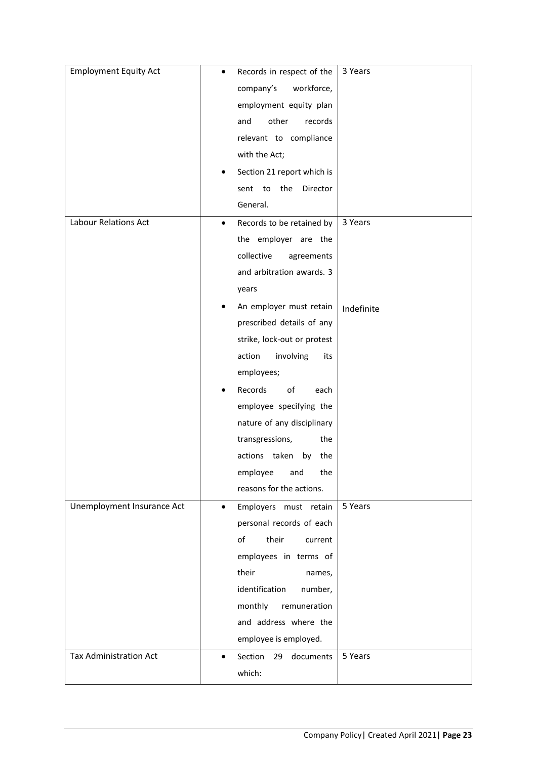| | | |
|---|---|---|
| Employment Equity Act | • Records in respect of the company's workforce, employment equity plan and other records relevant to compliance with the Act;<br>• Section 21 report which is sent to the Director General. | 3 Years |
| Labour Relations Act | • Records to be retained by the employer are the collective agreements and arbitration awards. 3 years<br>• An employer must retain prescribed details of any strike, lock-out or protest action involving its employees;<br>• Records of each employee specifying the nature of any disciplinary transgressions, the actions taken by the employee and the reasons for the actions. | 3 Years<br><br>Indefinite |
| Unemployment Insurance Act | • Employers must retain personal records of each of their current employees in terms of their names, identification number, monthly remuneration and address where the employee is employed. | 5 Years |
| Tax Administration Act | • Section 29 documents which: | 5 Years |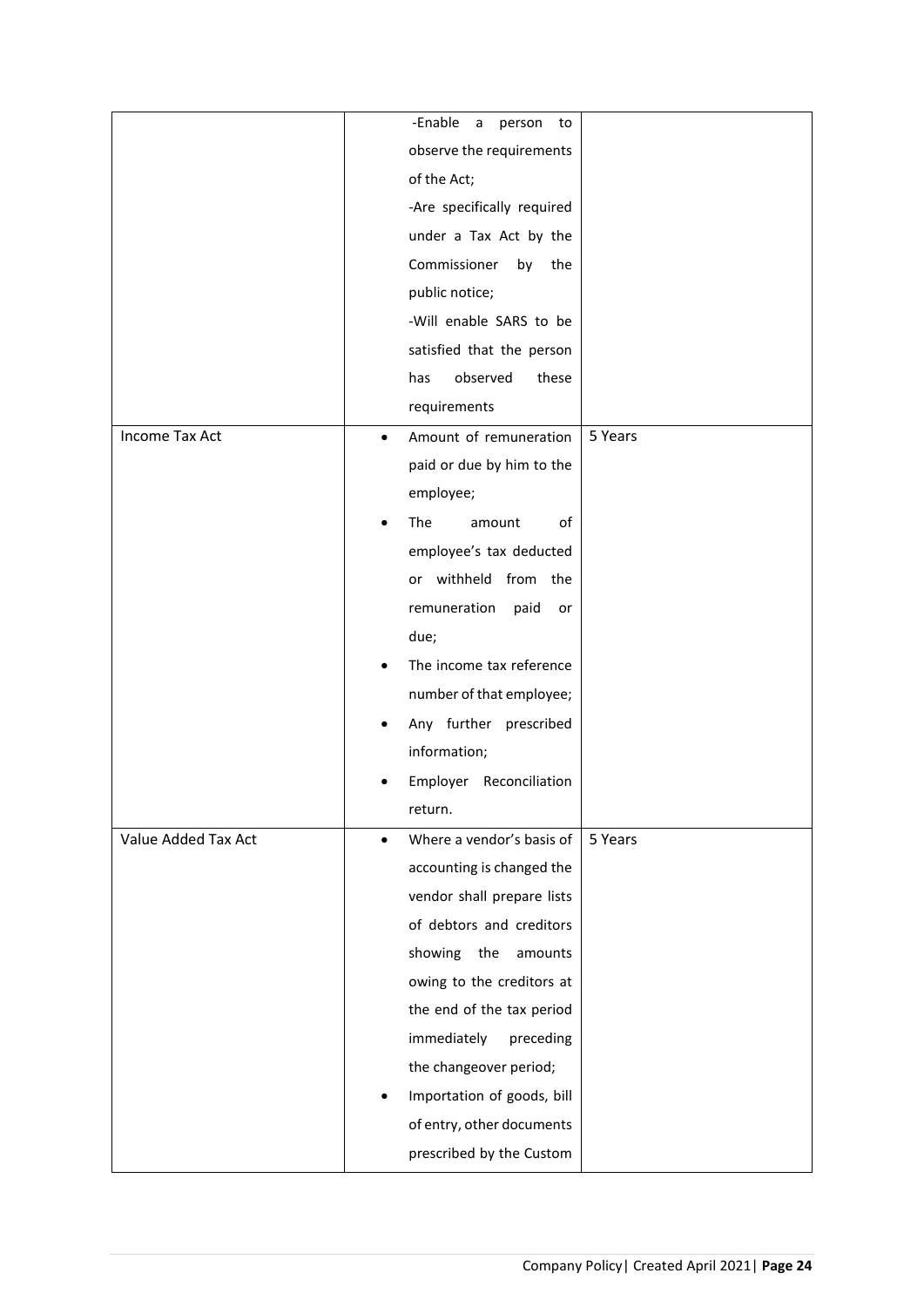| | | |
|---|---|---|
| | -Enable a person to observe the requirements of the Act;<br>-Are specifically required under a Tax Act by the Commissioner by the public notice;<br>-Will enable SARS to be satisfied that the person has observed these requirements | |
| Income Tax Act | • Amount of remuneration paid or due by him to the employee;<br>• The amount of employee's tax deducted or withheld from the remuneration paid or due;<br>• The income tax reference number of that employee;<br>• Any further prescribed information;<br>• Employer Reconciliation return. | 5 Years |
| Value Added Tax Act | • Where a vendor's basis of accounting is changed the vendor shall prepare lists of debtors and creditors showing the amounts owing to the creditors at the end of the tax period immediately preceding the changeover period;<br>• Importation of goods, bill of entry, other documents prescribed by the Custom | 5 Years |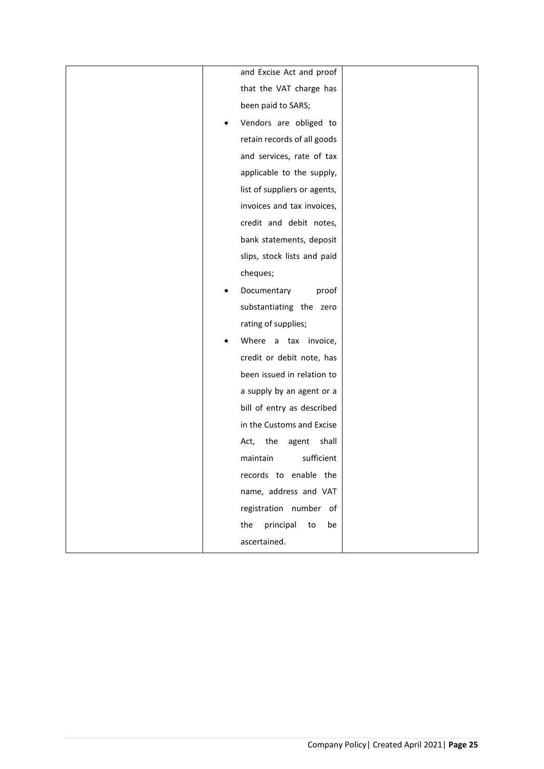|  | and Excise Act and proof that the VAT charge has been paid to SARS;<br>• Vendors are obliged to retain records of all goods and services, rate of tax applicable to the supply, list of suppliers or agents, invoices and tax invoices, credit and debit notes, bank statements, deposit slips, stock lists and paid cheques;<br>• Documentary proof substantiating the zero rating of supplies;<br>• Where a tax invoice, credit or debit note, has been issued in relation to a supply by an agent or a bill of entry as described in the Customs and Excise Act, the agent shall maintain sufficient records to enable the name, address and VAT registration number of the principal to be ascertained. |  |
|---|---|---|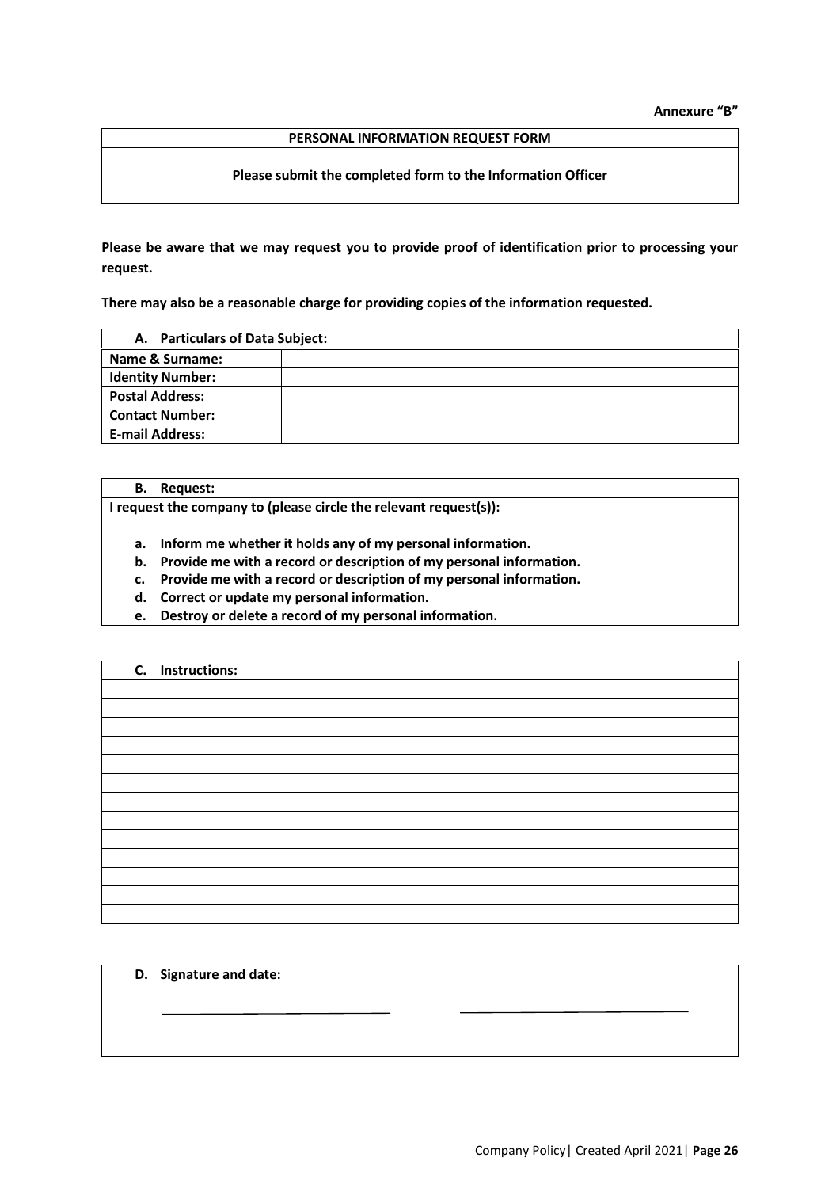**Annexure "B"**

| PERSONAL INFORMATION REQUEST FORM |
|---|
| **Please submit the completed form to the Information Officer** |

**Please be aware that we may request you to provide proof of identification prior to processing your request.**

**There may also be a reasonable charge for providing copies of the information requested.**

| **A. Particulars of Data Subject:** | |
|---|---|
| **Name & Surname:** | |
| **Identity Number:** | |
| **Postal Address:** | |
| **Contact Number:** | |
| **E-mail Address:** | |

**B. Request:**

**I request the company to (please circle the relevant request(s)):**

- **a. Inform me whether it holds any of my personal information.**
- **b. Provide me with a record or description of my personal information.**
- **c. Provide me with a record or description of my personal information.**
- **d. Correct or update my personal information.**
- **e. Destroy or delete a record of my personal information.**

| **C. Instructions:** |
|---|
| |
| |
| |
| |
| |
| |
| |
| |
| |
| |
| |
| |
| |

**D. Signature and date:**

\_\_\_\_\_\_\_\_\_\_\_\_\_\_\_\_\_\_\_\_\_\_\_\_\_\_\_\_ \_\_\_\_\_\_\_\_\_\_\_\_\_\_\_\_\_\_\_\_\_\_\_\_\_\_\_\_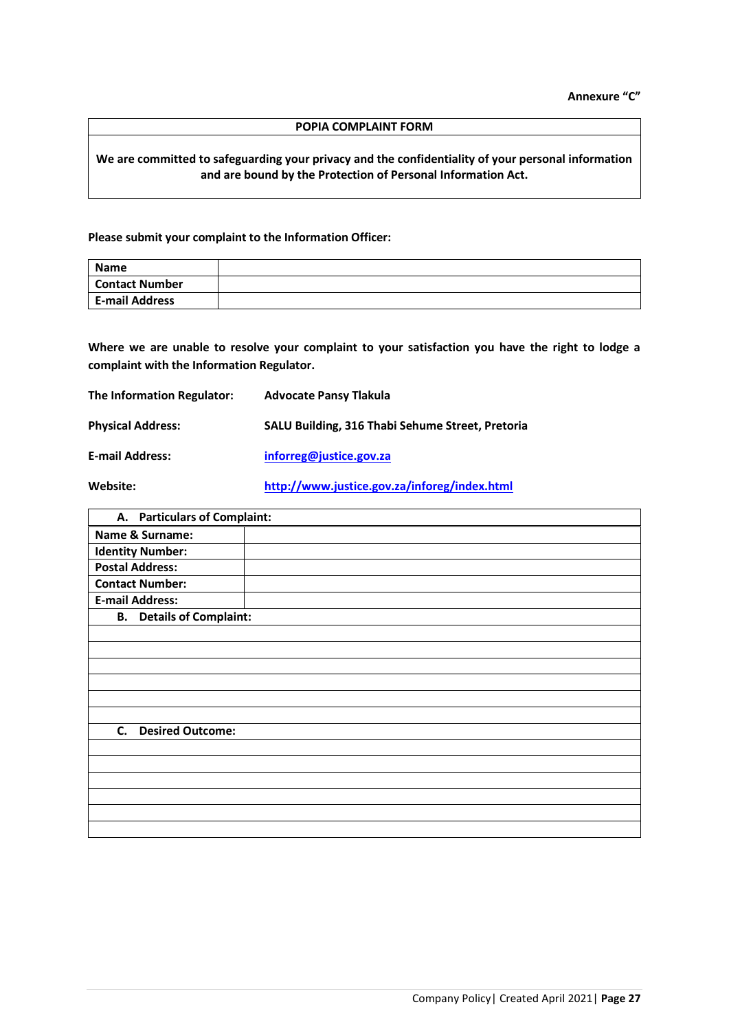Annexure "C"

| POPIA COMPLAINT FORM |
| --- |
| **We are committed to safeguarding your privacy and the confidentiality of your personal information and are bound by the Protection of Personal Information Act.** |

**Please submit your complaint to the Information Officer:**

| | |
| --- | --- |
| **Name** | |
| **Contact Number** | |
| **E-mail Address** | |

**Where we are unable to resolve your complaint to your satisfaction you have the right to lodge a complaint with the Information Regulator.**

**The Information Regulator:** **Advocate Pansy Tlakula**

**Physical Address:** **SALU Building, 316 Thabi Sehume Street, Pretoria**

**E-mail Address:** **inforreg@justice.gov.za**

**Website:** **http://www.justice.gov.za/inforeg/index.html**

| | |
| --- | --- |
| **A. Particulars of Complaint:** | |
| **Name & Surname:** | |
| **Identity Number:** | |
| **Postal Address:** | |
| **Contact Number:** | |
| **E-mail Address:** | |
| **B. Details of Complaint:** | |
| | |
| | |
| | |
| | |
| | |
| | |
| **C. Desired Outcome:** | |
| | |
| | |
| | |
| | |
| | |
| | |